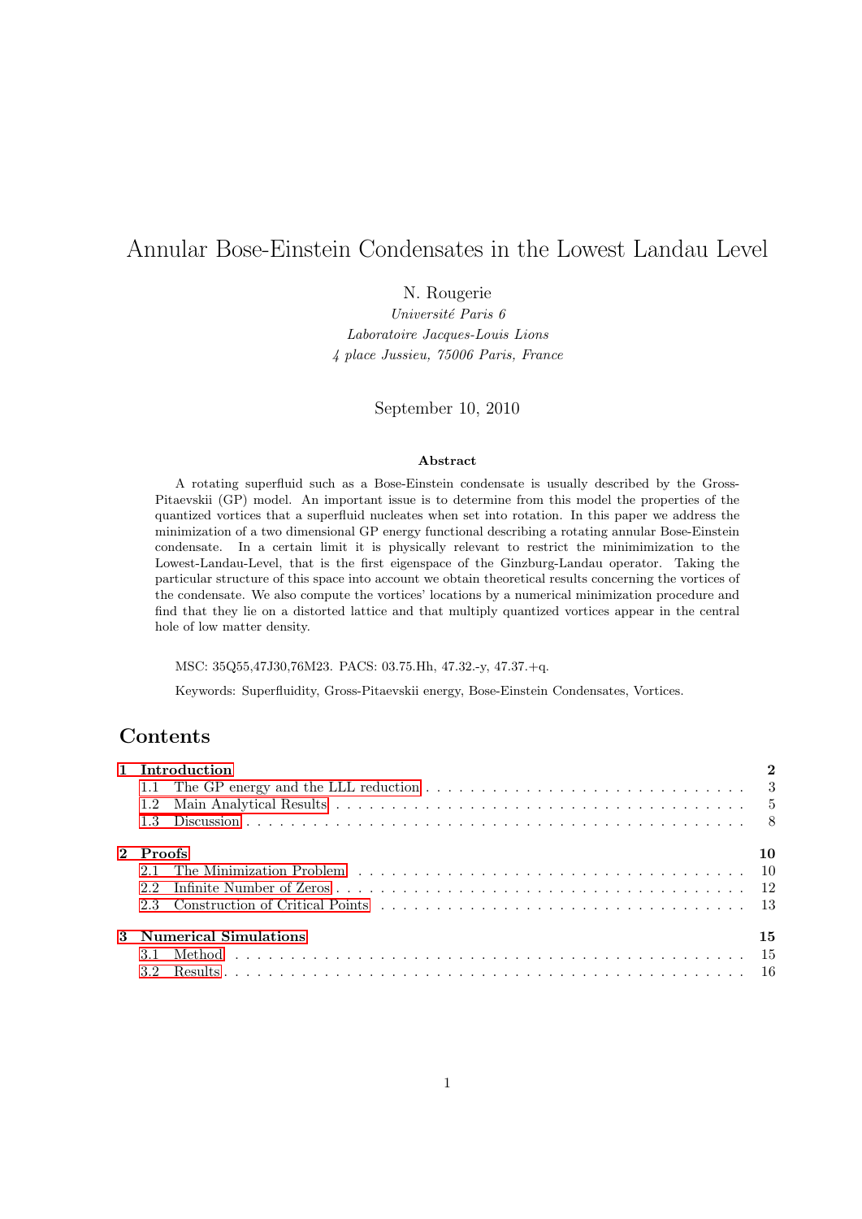# Annular Bose-Einstein Condensates in the Lowest Landau Level

N. Rougerie

*Université Paris 6*

*Laboratoire Jacques-Louis Lions*

*4 place Jussieu, 75006 Paris, France*

September 10, 2010

**Abstract**

A rotating superfluid such as a Bose-Einstein condensate is usually described by the Gross-Pitaevskii (GP) model. An important issue is to determine from this model the properties of the quantized vortices that a superfluid nucleates when set into rotation. In this paper we address the minimization of a two dimensional GP energy functional describing a rotating annular Bose-Einstein condensate. In a certain limit it is physically relevant to restrict the minimimization to the Lowest-Landau-Level, that is the first eigenspace of the Ginzburg-Landau operator. Taking the particular structure of this space into account we obtain theoretical results concerning the vortices of the condensate. We also compute the vortices' locations by a numerical minimization procedure and find that they lie on a distorted lattice and that multiply quantized vortices appear in the central hole of low matter density.

MSC: 35Q55,47J30,76M23. PACS: 03.75.Hh, 47.32.-y, 47.37.+q.

Keywords: Superfluidity, Gross-Pitaevskii energy, Bose-Einstein Condensates, Vortices.

## Contents

- **1 Introduction** — 2
  - 1.1 The GP energy and the LLL reduction — 3
  - 1.2 Main Analytical Results — 5
  - 1.3 Discussion — 8
- **2 Proofs** — 10
  - 2.1 The Minimization Problem — 10
  - 2.2 Infinite Number of Zeros — 12
  - 2.3 Construction of Critical Points — 13
- **3 Numerical Simulations** — 15
  - 3.1 Method — 15
  - 3.2 Results — 16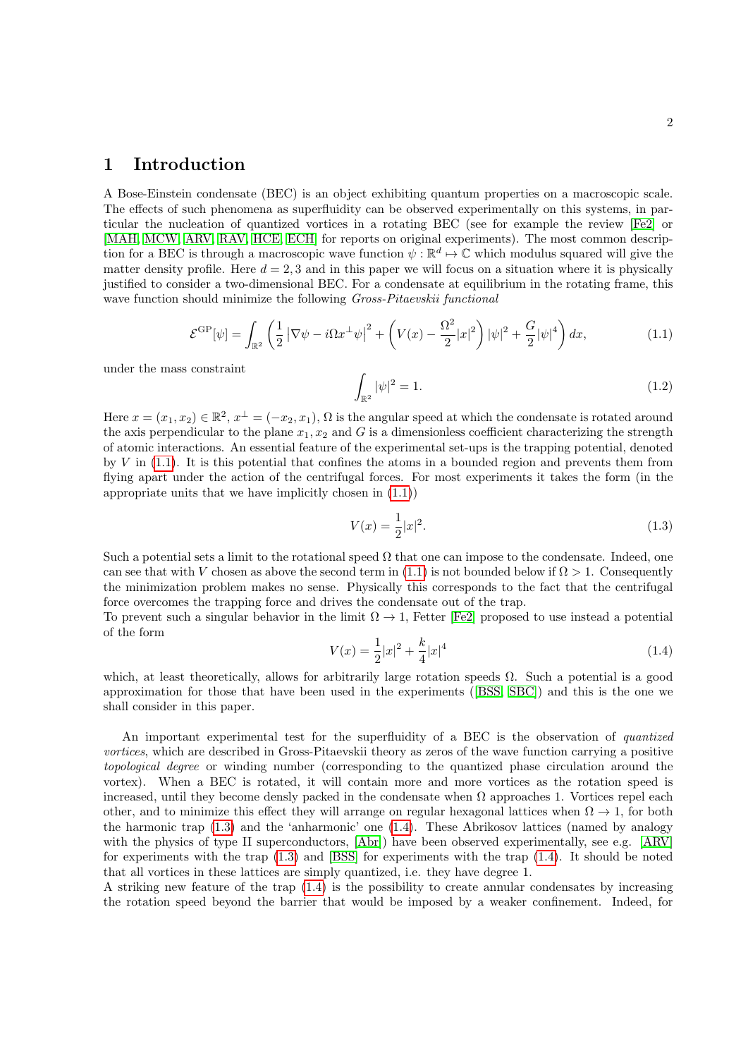# 1 Introduction

A Bose-Einstein condensate (BEC) is an object exhibiting quantum properties on a macroscopic scale. The effects of such phenomena as superfluidity can be observed experimentally on this systems, in particular the nucleation of quantized vortices in a rotating BEC (see for example the review [Fe2] or [MAH, MCW, ARV, RAV, HCE, ECH] for reports on original experiments). The most common description for a BEC is through a macroscopic wave function $\psi : \mathbb{R}^d \mapsto \mathbb{C}$ which modulus squared will give the matter density profile. Here $d = 2, 3$ and in this paper we will focus on a situation where it is physically justified to consider a two-dimensional BEC. For a condensate at equilibrium in the rotating frame, this wave function should minimize the following *Gross-Pitaevskii functional*

$$\mathcal{E}^{\mathrm{GP}}[\psi] = \int_{\mathbb{R}^2} \left( \frac{1}{2} \left| \nabla \psi - i\Omega x^{\perp} \psi \right|^2 + \left( V(x) - \frac{\Omega^2}{2}|x|^2 \right) |\psi|^2 + \frac{G}{2}|\psi|^4 \right) dx, \tag{1.1}$$

under the mass constraint

$$\int_{\mathbb{R}^2} |\psi|^2 = 1. \tag{1.2}$$

Here $x = (x_1, x_2) \in \mathbb{R}^2$, $x^{\perp} = (-x_2, x_1)$, $\Omega$ is the angular speed at which the condensate is rotated around the axis perpendicular to the plane $x_1, x_2$ and $G$ is a dimensionless coefficient characterizing the strength of atomic interactions. An essential feature of the experimental set-ups is the trapping potential, denoted by $V$ in (1.1). It is this potential that confines the atoms in a bounded region and prevents them from flying apart under the action of the centrifugal forces. For most experiments it takes the form (in the appropriate units that we have implicitly chosen in (1.1))

$$V(x) = \frac{1}{2}|x|^2. \tag{1.3}$$

Such a potential sets a limit to the rotational speed $\Omega$ that one can impose to the condensate. Indeed, one can see that with $V$ chosen as above the second term in (1.1) is not bounded below if $\Omega > 1$. Consequently the minimization problem makes no sense. Physically this corresponds to the fact that the centrifugal force overcomes the trapping force and drives the condensate out of the trap.
To prevent such a singular behavior in the limit $\Omega \to 1$, Fetter [Fe2] proposed to use instead a potential of the form

$$V(x) = \frac{1}{2}|x|^2 + \frac{k}{4}|x|^4 \tag{1.4}$$

which, at least theoretically, allows for arbitrarily large rotation speeds $\Omega$. Such a potential is a good approximation for those that have been used in the experiments ([BSS, SBC]) and this is the one we shall consider in this paper.

An important experimental test for the superfluidity of a BEC is the observation of *quantized vortices*, which are described in Gross-Pitaevskii theory as zeros of the wave function carrying a positive *topological degree* or winding number (corresponding to the quantized phase circulation around the vortex). When a BEC is rotated, it will contain more and more vortices as the rotation speed is increased, until they become densly packed in the condensate when $\Omega$ approaches 1. Vortices repel each other, and to minimize this effect they will arrange on regular hexagonal lattices when $\Omega \to 1$, for both the harmonic trap (1.3) and the 'anharmonic' one (1.4). These Abrikosov lattices (named by analogy with the physics of type II superconductors, [Abr]) have been observed experimentally, see e.g. [ARV] for experiments with the trap (1.3) and [BSS] for experiments with the trap (1.4). It should be noted that all vortices in these lattices are simply quantized, i.e. they have degree 1.
A striking new feature of the trap (1.4) is the possibility to create annular condensates by increasing the rotation speed beyond the barrier that would be imposed by a weaker confinement. Indeed, for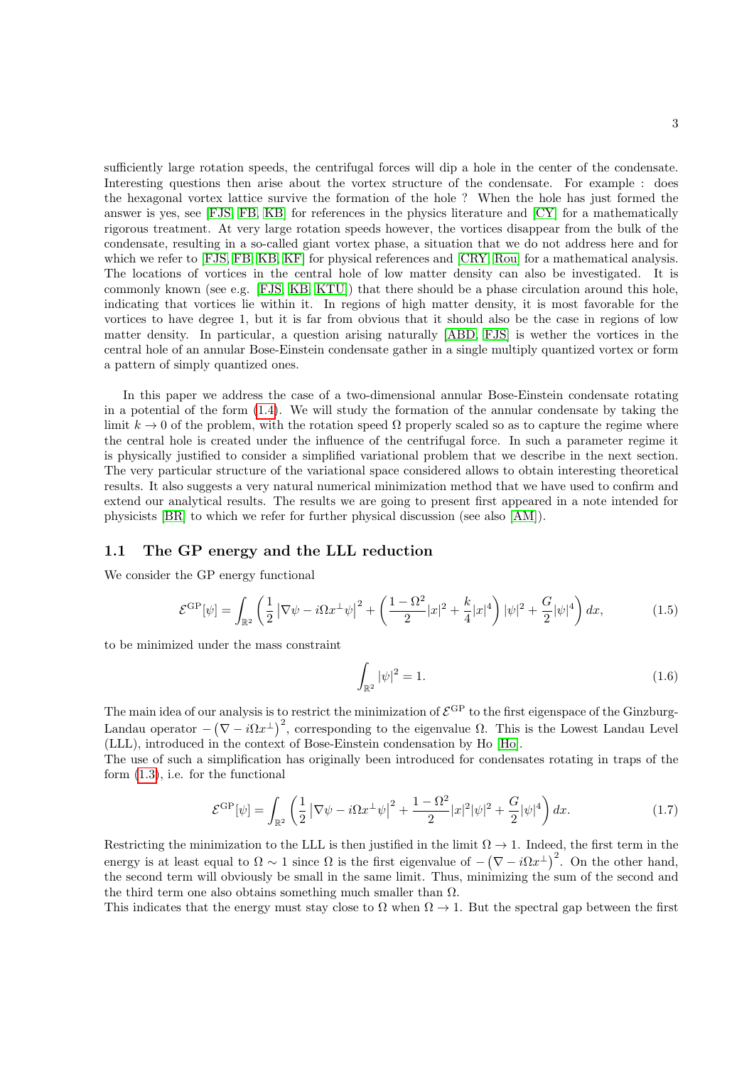sufficiently large rotation speeds, the centrifugal forces will dip a hole in the center of the condensate. Interesting questions then arise about the vortex structure of the condensate. For example : does the hexagonal vortex lattice survive the formation of the hole ? When the hole has just formed the answer is yes, see [FJS, FB, KB] for references in the physics literature and [CY] for a mathematically rigorous treatment. At very large rotation speeds however, the vortices disappear from the bulk of the condensate, resulting in a so-called giant vortex phase, a situation that we do not address here and for which we refer to [FJS, FB, KB, KF] for physical references and [CRY, Rou] for a mathematical analysis. The locations of vortices in the central hole of low matter density can also be investigated. It is commonly known (see e.g. [FJS, KB, KTU]) that there should be a phase circulation around this hole, indicating that vortices lie within it. In regions of high matter density, it is most favorable for the vortices to have degree 1, but it is far from obvious that it should also be the case in regions of low matter density. In particular, a question arising naturally [ABD, FJS] is wether the vortices in the central hole of an annular Bose-Einstein condensate gather in a single multiply quantized vortex or form a pattern of simply quantized ones.

In this paper we address the case of a two-dimensional annular Bose-Einstein condensate rotating in a potential of the form (1.4). We will study the formation of the annular condensate by taking the limit $k \to 0$ of the problem, with the rotation speed $\Omega$ properly scaled so as to capture the regime where the central hole is created under the influence of the centrifugal force. In such a parameter regime it is physically justified to consider a simplified variational problem that we describe in the next section. The very particular structure of the variational space considered allows to obtain interesting theoretical results. It also suggests a very natural numerical minimization method that we have used to confirm and extend our analytical results. The results we are going to present first appeared in a note intended for physicists [BR] to which we refer for further physical discussion (see also [AM]).

### 1.1 The GP energy and the LLL reduction

We consider the GP energy functional

$$\mathcal{E}^{\mathrm{GP}}[\psi] = \int_{\mathbb{R}^2} \left( \frac{1}{2} \left| \nabla \psi - i\Omega x^{\perp} \psi \right|^2 + \left( \frac{1-\Omega^2}{2} |x|^2 + \frac{k}{4} |x|^4 \right) |\psi|^2 + \frac{G}{2} |\psi|^4 \right) dx, \tag{1.5}$$

to be minimized under the mass constraint

$$\int_{\mathbb{R}^2} |\psi|^2 = 1. \tag{1.6}$$

The main idea of our analysis is to restrict the minimization of $\mathcal{E}^{\mathrm{GP}}$ to the first eigenspace of the Ginzburg-Landau operator $-\left(\nabla - i\Omega x^{\perp}\right)^2$, corresponding to the eigenvalue $\Omega$. This is the Lowest Landau Level (LLL), introduced in the context of Bose-Einstein condensation by Ho [Ho].

The use of such a simplification has originally been introduced for condensates rotating in traps of the form (1.3), i.e. for the functional

$$\mathcal{E}^{\mathrm{GP}}[\psi] = \int_{\mathbb{R}^2} \left( \frac{1}{2} \left| \nabla \psi - i\Omega x^{\perp} \psi \right|^2 + \frac{1-\Omega^2}{2} |x|^2 |\psi|^2 + \frac{G}{2} |\psi|^4 \right) dx. \tag{1.7}$$

Restricting the minimization to the LLL is then justified in the limit $\Omega \to 1$. Indeed, the first term in the energy is at least equal to $\Omega \sim 1$ since $\Omega$ is the first eigenvalue of $-\left(\nabla - i\Omega x^{\perp}\right)^2$. On the other hand, the second term will obviously be small in the same limit. Thus, minimizing the sum of the second and the third term one also obtains something much smaller than $\Omega$.

This indicates that the energy must stay close to $\Omega$ when $\Omega \to 1$. But the spectral gap between the first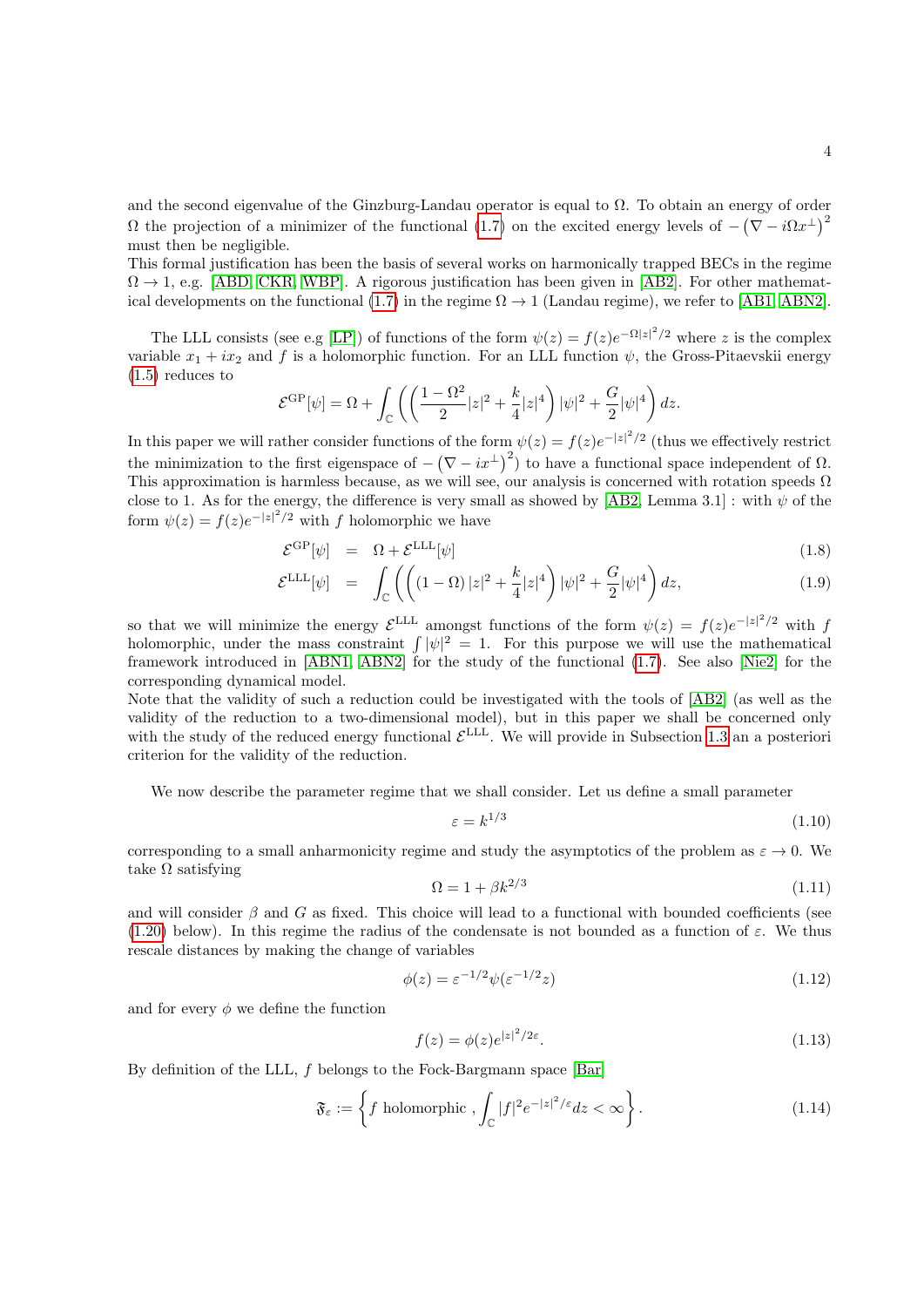and the second eigenvalue of the Ginzburg-Landau operator is equal to $\Omega$. To obtain an energy of order $\Omega$ the projection of a minimizer of the functional (1.7) on the excited energy levels of $-\left(\nabla - i\Omega x^{\perp}\right)^2$ must then be negligible.
This formal justification has been the basis of several works on harmonically trapped BECs in the regime $\Omega \to 1$, e.g. [ABD, CKR, WBP]. A rigorous justification has been given in [AB2]. For other mathematical developments on the functional (1.7) in the regime $\Omega \to 1$ (Landau regime), we refer to [AB1, ABN2].

The LLL consists (see e.g [LP]) of functions of the form $\psi(z) = f(z)e^{-\Omega|z|^2/2}$ where $z$ is the complex variable $x_1 + ix_2$ and $f$ is a holomorphic function. For an LLL function $\psi$, the Gross-Pitaevskii energy (1.5) reduces to

$$\mathcal{E}^{\mathrm{GP}}[\psi] = \Omega + \int_{\mathbb{C}} \left( \left( \frac{1-\Omega^2}{2}|z|^2 + \frac{k}{4}|z|^4 \right) |\psi|^2 + \frac{G}{2}|\psi|^4 \right) dz.$$

In this paper we will rather consider functions of the form $\psi(z) = f(z)e^{-|z|^2/2}$ (thus we effectively restrict the minimization to the first eigenspace of $-\left(\nabla - ix^{\perp}\right)^2$) to have a functional space independent of $\Omega$. This approximation is harmless because, as we will see, our analysis is concerned with rotation speeds $\Omega$ close to 1. As for the energy, the difference is very small as showed by [AB2, Lemma 3.1] : with $\psi$ of the form $\psi(z) = f(z)e^{-|z|^2/2}$ with $f$ holomorphic we have

$$\mathcal{E}^{\mathrm{GP}}[\psi] = \Omega + \mathcal{E}^{\mathrm{LLL}}[\psi] \tag{1.8}$$

$$\mathcal{E}^{\mathrm{LLL}}[\psi] = \int_{\mathbb{C}} \left( \left( (1-\Omega)|z|^2 + \frac{k}{4}|z|^4 \right) |\psi|^2 + \frac{G}{2}|\psi|^4 \right) dz, \tag{1.9}$$

so that we will minimize the energy $\mathcal{E}^{\mathrm{LLL}}$ amongst functions of the form $\psi(z) = f(z)e^{-|z|^2/2}$ with $f$ holomorphic, under the mass constraint $\int |\psi|^2 = 1$. For this purpose we will use the mathematical framework introduced in [ABN1, ABN2] for the study of the functional (1.7). See also [Nie2] for the corresponding dynamical model.
Note that the validity of such a reduction could be investigated with the tools of [AB2] (as well as the validity of the reduction to a two-dimensional model), but in this paper we shall be concerned only with the study of the reduced energy functional $\mathcal{E}^{\mathrm{LLL}}$. We will provide in Subsection 1.3 an a posteriori criterion for the validity of the reduction.

We now describe the parameter regime that we shall consider. Let us define a small parameter

$$\varepsilon = k^{1/3} \tag{1.10}$$

corresponding to a small anharmonicity regime and study the asymptotics of the problem as $\varepsilon \to 0$. We take $\Omega$ satisfying

$$\Omega = 1 + \beta k^{2/3} \tag{1.11}$$

and will consider $\beta$ and $G$ as fixed. This choice will lead to a functional with bounded coefficients (see (1.20) below). In this regime the radius of the condensate is not bounded as a function of $\varepsilon$. We thus rescale distances by making the change of variables

$$\phi(z) = \varepsilon^{-1/2}\psi(\varepsilon^{-1/2}z) \tag{1.12}$$

and for every $\phi$ we define the function

$$f(z) = \phi(z)e^{|z|^2/2\varepsilon}. \tag{1.13}$$

By definition of the LLL, $f$ belongs to the Fock-Bargmann space [Bar]

$$\mathfrak{F}_\varepsilon := \left\{ f \text{ holomorphic }, \int_{\mathbb{C}} |f|^2 e^{-|z|^2/\varepsilon} dz < \infty \right\}. \tag{1.14}$$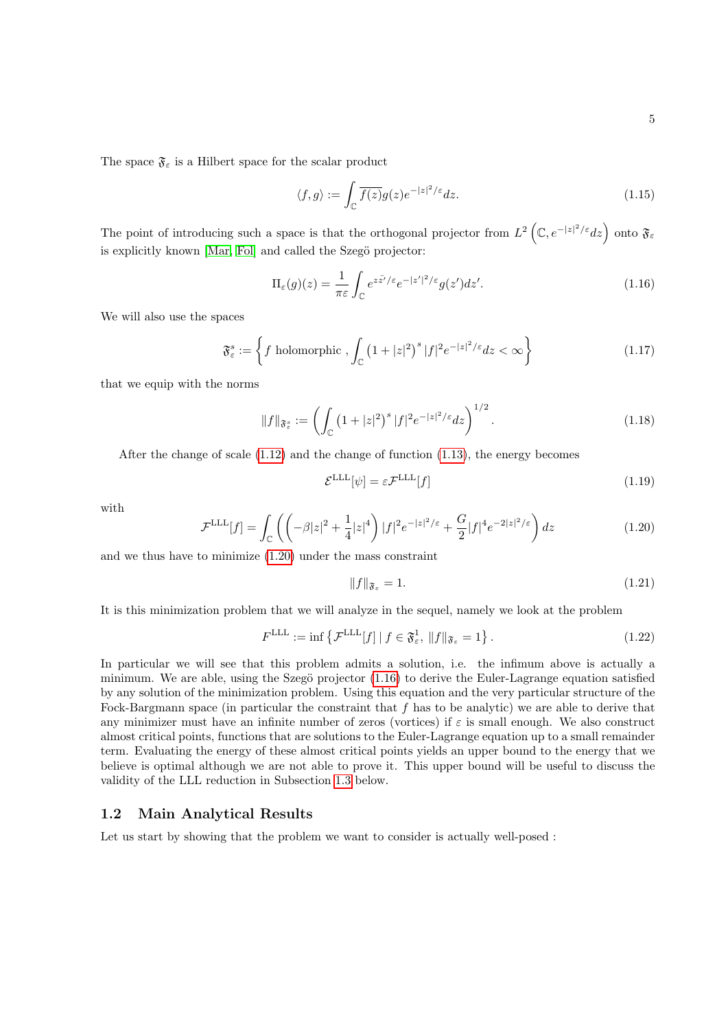The space $\mathfrak{F}_\varepsilon$ is a Hilbert space for the scalar product

$$\langle f, g \rangle := \int_{\mathbb{C}} \overline{f(z)} g(z) e^{-|z|^2/\varepsilon} dz. \tag{1.15}$$

The point of introducing such a space is that the orthogonal projector from $L^2\left(\mathbb{C}, e^{-|z|^2/\varepsilon} dz\right)$ onto $\mathfrak{F}_\varepsilon$ is explicitly known [Mar, Fol] and called the Szegö projector:

$$\Pi_\varepsilon(g)(z) = \frac{1}{\pi\varepsilon} \int_{\mathbb{C}} e^{z\bar{z'}/\varepsilon} e^{-|z'|^2/\varepsilon} g(z') dz'. \tag{1.16}$$

We will also use the spaces

$$\mathfrak{F}_\varepsilon^s := \left\{ f \text{ holomorphic }, \int_{\mathbb{C}} \left(1 + |z|^2\right)^s |f|^2 e^{-|z|^2/\varepsilon} dz < \infty \right\} \tag{1.17}$$

that we equip with the norms

$$\|f\|_{\mathfrak{F}_\varepsilon^s} := \left( \int_{\mathbb{C}} \left(1 + |z|^2\right)^s |f|^2 e^{-|z|^2/\varepsilon} dz \right)^{1/2}. \tag{1.18}$$

After the change of scale (1.12) and the change of function (1.13), the energy becomes

$$\mathcal{E}^{\mathrm{LLL}}[\psi] = \varepsilon \mathcal{F}^{\mathrm{LLL}}[f] \tag{1.19}$$

with

$$\mathcal{F}^{\mathrm{LLL}}[f] = \int_{\mathbb{C}} \left( \left( -\beta |z|^2 + \frac{1}{4} |z|^4 \right) |f|^2 e^{-|z|^2/\varepsilon} + \frac{G}{2} |f|^4 e^{-2|z|^2/\varepsilon} \right) dz \tag{1.20}$$

and we thus have to minimize (1.20) under the mass constraint

$$\|f\|_{\mathfrak{F}_\varepsilon} = 1. \tag{1.21}$$

It is this minimization problem that we will analyze in the sequel, namely we look at the problem

$$F^{\mathrm{LLL}} := \inf \left\{ \mathcal{F}^{\mathrm{LLL}}[f] \mid f \in \mathfrak{F}_\varepsilon^1, \ \|f\|_{\mathfrak{F}_\varepsilon} = 1 \right\}. \tag{1.22}$$

In particular we will see that this problem admits a solution, i.e. the infimum above is actually a minimum. We are able, using the Szegö projector (1.16) to derive the Euler-Lagrange equation satisfied by any solution of the minimization problem. Using this equation and the very particular structure of the Fock-Bargmann space (in particular the constraint that $f$ has to be analytic) we are able to derive that any minimizer must have an infinite number of zeros (vortices) if $\varepsilon$ is small enough. We also construct almost critical points, functions that are solutions to the Euler-Lagrange equation up to a small remainder term. Evaluating the energy of these almost critical points yields an upper bound to the energy that we believe is optimal although we are not able to prove it. This upper bound will be useful to discuss the validity of the LLL reduction in Subsection 1.3 below.

## 1.2 Main Analytical Results

Let us start by showing that the problem we want to consider is actually well-posed :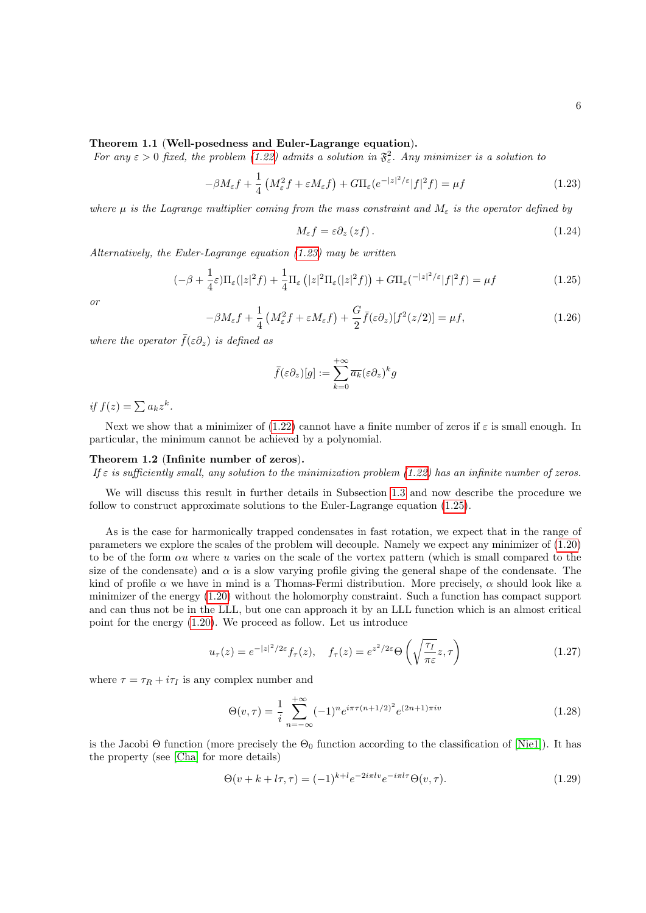**Theorem 1.1** (**Well-posedness and Euler-Lagrange equation**).
*For any $\varepsilon > 0$ fixed, the problem (1.22) admits a solution in $\mathfrak{F}^2_\varepsilon$. Any minimizer is a solution to*

$$-\beta M_\varepsilon f + \frac{1}{4}\left(M_\varepsilon^2 f + \varepsilon M_\varepsilon f\right) + G\Pi_\varepsilon(e^{-|z|^2/\varepsilon}|f|^2 f) = \mu f \tag{1.23}$$

*where $\mu$ is the Lagrange multiplier coming from the mass constraint and $M_\varepsilon$ is the operator defined by*

$$M_\varepsilon f = \varepsilon \partial_z (zf). \tag{1.24}$$

*Alternatively, the Euler-Lagrange equation (1.23) may be written*

$$(-\beta + \frac{1}{4}\varepsilon)\Pi_\varepsilon(|z|^2 f) + \frac{1}{4}\Pi_\varepsilon\left(|z|^2 \Pi_\varepsilon(|z|^2 f)\right) + G\Pi_\varepsilon(^{-|z|^2/\varepsilon}|f|^2 f) = \mu f \tag{1.25}$$

*or*

$$-\beta M_\varepsilon f + \frac{1}{4}\left(M_\varepsilon^2 f + \varepsilon M_\varepsilon f\right) + \frac{G}{2}\bar{f}(\varepsilon\partial_z)[f^2(z/2)] = \mu f, \tag{1.26}$$

*where the operator $\bar{f}(\varepsilon\partial_z)$ is defined as*

$$\bar{f}(\varepsilon\partial_z)[g] := \sum_{k=0}^{+\infty} \overline{a_k}(\varepsilon\partial_z)^k g$$

*if $f(z) = \sum a_k z^k$.*

Next we show that a minimizer of (1.22) cannot have a finite number of zeros if $\varepsilon$ is small enough. In particular, the minimum cannot be achieved by a polynomial.

**Theorem 1.2** (**Infinite number of zeros**).
*If $\varepsilon$ is sufficiently small, any solution to the minimization problem (1.22) has an infinite number of zeros.*

We will discuss this result in further details in Subsection 1.3 and now describe the procedure we follow to construct approximate solutions to the Euler-Lagrange equation (1.25).

As is the case for harmonically trapped condensates in fast rotation, we expect that in the range of parameters we explore the scales of the problem will decouple. Namely we expect any minimizer of (1.20) to be of the form $\alpha u$ where $u$ varies on the scale of the vortex pattern (which is small compared to the size of the condensate) and $\alpha$ is a slow varying profile giving the general shape of the condensate. The kind of profile $\alpha$ we have in mind is a Thomas-Fermi distribution. More precisely, $\alpha$ should look like a minimizer of the energy (1.20) without the holomorphy constraint. Such a function has compact support and can thus not be in the LLL, but one can approach it by an LLL function which is an almost critical point for the energy (1.20). We proceed as follow. Let us introduce

$$u_\tau(z) = e^{-|z|^2/2\varepsilon} f_\tau(z), \quad f_\tau(z) = e^{z^2/2\varepsilon}\Theta\left(\sqrt{\frac{\tau_I}{\pi\varepsilon}}z, \tau\right) \tag{1.27}$$

where $\tau = \tau_R + i\tau_I$ is any complex number and

$$\Theta(v,\tau) = \frac{1}{i}\sum_{n=-\infty}^{+\infty}(-1)^n e^{i\pi\tau(n+1/2)^2} e^{(2n+1)\pi i v} \tag{1.28}$$

is the Jacobi $\Theta$ function (more precisely the $\Theta_0$ function according to the classification of [Nie1]). It has the property (see [Cha] for more details)

$$\Theta(v + k + l\tau, \tau) = (-1)^{k+l} e^{-2i\pi l v} e^{-i\pi l \tau}\Theta(v,\tau). \tag{1.29}$$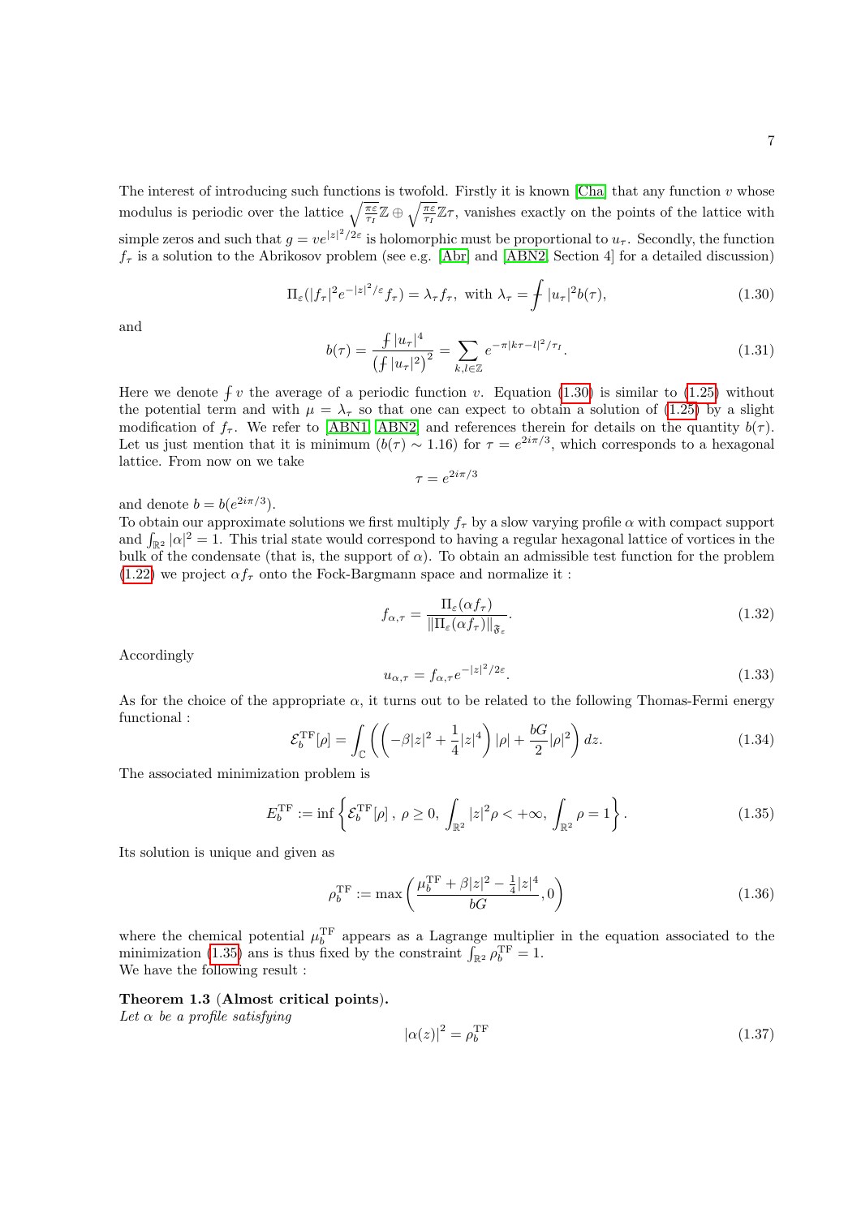The interest of introducing such functions is twofold. Firstly it is known [Cha] that any function $v$ whose modulus is periodic over the lattice $\sqrt{\frac{\pi\varepsilon}{\tau_I}}\mathbb{Z} \oplus \sqrt{\frac{\pi\varepsilon}{\tau_I}}\mathbb{Z}\tau$, vanishes exactly on the points of the lattice with simple zeros and such that $g = ve^{|z|^2/2\varepsilon}$ is holomorphic must be proportional to $u_\tau$. Secondly, the function $f_\tau$ is a solution to the Abrikosov problem (see e.g. [Abr] and [ABN2, Section 4] for a detailed discussion)

$$\Pi_\varepsilon(|f_\tau|^2 e^{-|z|^2/\varepsilon} f_\tau) = \lambda_\tau f_\tau, \text{ with } \lambda_\tau = \fint |u_\tau|^2 b(\tau), \tag{1.30}$$

and

$$b(\tau) = \frac{\fint |u_\tau|^4}{\left(\fint |u_\tau|^2\right)^2} = \sum_{k,l \in \mathbb{Z}} e^{-\pi|k\tau - l|^2/\tau_I}. \tag{1.31}$$

Here we denote $\fint v$ the average of a periodic function $v$. Equation (1.30) is similar to (1.25) without the potential term and with $\mu = \lambda_\tau$ so that one can expect to obtain a solution of (1.25) by a slight modification of $f_\tau$. We refer to [ABN1, ABN2] and references therein for details on the quantity $b(\tau)$. Let us just mention that it is minimum ($b(\tau) \sim 1.16$) for $\tau = e^{2i\pi/3}$, which corresponds to a hexagonal lattice. From now on we take

$$\tau = e^{2i\pi/3}$$

and denote $b = b(e^{2i\pi/3})$.
To obtain our approximate solutions we first multiply $f_\tau$ by a slow varying profile $\alpha$ with compact support and $\int_{\mathbb{R}^2} |\alpha|^2 = 1$. This trial state would correspond to having a regular hexagonal lattice of vortices in the bulk of the condensate (that is, the support of $\alpha$). To obtain an admissible test function for the problem (1.22) we project $\alpha f_\tau$ onto the Fock-Bargmann space and normalize it :

$$f_{\alpha,\tau} = \frac{\Pi_\varepsilon(\alpha f_\tau)}{\|\Pi_\varepsilon(\alpha f_\tau)\|_{\mathfrak{F}_\varepsilon}}. \tag{1.32}$$

Accordingly

$$u_{\alpha,\tau} = f_{\alpha,\tau} e^{-|z|^2/2\varepsilon}. \tag{1.33}$$

As for the choice of the appropriate $\alpha$, it turns out to be related to the following Thomas-Fermi energy functional :

$$\mathcal{E}_b^{\mathrm{TF}}[\rho] = \int_{\mathbb{C}} \left( \left( -\beta|z|^2 + \frac{1}{4}|z|^4 \right) |\rho| + \frac{bG}{2}|\rho|^2 \right) dz. \tag{1.34}$$

The associated minimization problem is

$$E_b^{\mathrm{TF}} := \inf \left\{ \mathcal{E}_b^{\mathrm{TF}}[\rho] \, , \, \rho \geq 0, \, \int_{\mathbb{R}^2} |z|^2 \rho < +\infty, \, \int_{\mathbb{R}^2} \rho = 1 \right\}. \tag{1.35}$$

Its solution is unique and given as

$$\rho_b^{\mathrm{TF}} := \max\left( \frac{\mu_b^{\mathrm{TF}} + \beta|z|^2 - \frac{1}{4}|z|^4}{bG}, 0 \right) \tag{1.36}$$

where the chemical potential $\mu_b^{\mathrm{TF}}$ appears as a Lagrange multiplier in the equation associated to the minimization (1.35) ans is thus fixed by the constraint $\int_{\mathbb{R}^2} \rho_b^{\mathrm{TF}} = 1$.
We have the following result :

**Theorem 1.3** (**Almost critical points**).
*Let $\alpha$ be a profile satisfying*

$$|\alpha(z)|^2 = \rho_b^{\mathrm{TF}} \tag{1.37}$$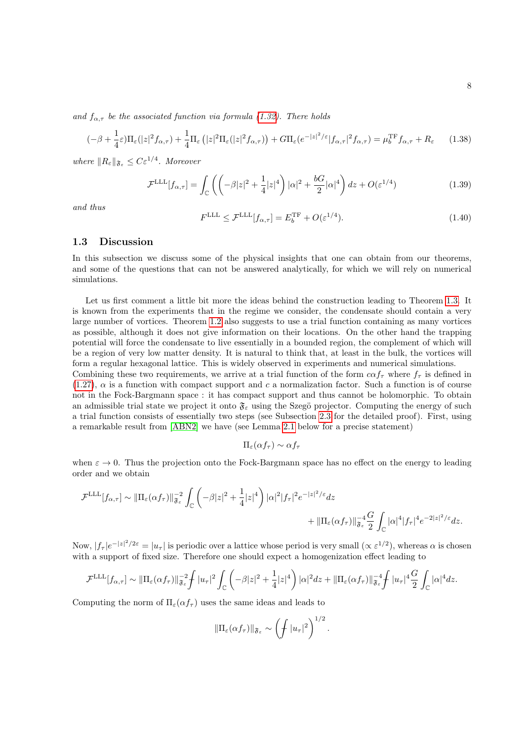*and $f_{\alpha,\tau}$ be the associated function via formula (1.32). There holds*

$$(-\beta + \frac{1}{4}\varepsilon)\Pi_\varepsilon(|z|^2 f_{\alpha,\tau}) + \frac{1}{4}\Pi_\varepsilon\left(|z|^2\Pi_\varepsilon(|z|^2 f_{\alpha,\tau})\right) + G\Pi_\varepsilon(e^{-|z|^2/\varepsilon}|f_{\alpha,\tau}|^2 f_{\alpha,\tau}) = \mu_b^{\mathrm{TF}} f_{\alpha,\tau} + R_\varepsilon \tag{1.38}$$

*where $\|R_\varepsilon\|_{\mathfrak{F}_\varepsilon} \leq C\varepsilon^{1/4}$. Moreover*

$$\mathcal{F}^{\mathrm{LLL}}[f_{\alpha,\tau}] = \int_{\mathbb{C}} \left( \left( -\beta|z|^2 + \frac{1}{4}|z|^4 \right)|\alpha|^2 + \frac{bG}{2}|\alpha|^4 \right) dz + O(\varepsilon^{1/4}) \tag{1.39}$$

*and thus*

$$F^{\mathrm{LLL}} \leq \mathcal{F}^{\mathrm{LLL}}[f_{\alpha,\tau}] = E_b^{\mathrm{TF}} + O(\varepsilon^{1/4}). \tag{1.40}$$

## 1.3 Discussion

In this subsection we discuss some of the physical insights that one can obtain from our theorems, and some of the questions that can not be answered analytically, for which we will rely on numerical simulations.

Let us first comment a little bit more the ideas behind the construction leading to Theorem 1.3. It is known from the experiments that in the regime we consider, the condensate should contain a very large number of vortices. Theorem 1.2 also suggests to use a trial function containing as many vortices as possible, although it does not give information on their locations. On the other hand the trapping potential will force the condensate to live essentially in a bounded region, the complement of which will be a region of very low matter density. It is natural to think that, at least in the bulk, the vortices will form a regular hexagonal lattice. This is widely observed in experiments and numerical simulations.
Combining these two requirements, we arrive at a trial function of the form $c\alpha f_\tau$ where $f_\tau$ is defined in (1.27), $\alpha$ is a function with compact support and $c$ a normalization factor. Such a function is of course not in the Fock-Bargmann space : it has compact support and thus cannot be holomorphic. To obtain an admissible trial state we project it onto $\mathfrak{F}_\varepsilon$ using the Szegö projector. Computing the energy of such a trial function consists of essentially two steps (see Subsection 2.3 for the detailed proof). First, using a remarkable result from [ABN2] we have (see Lemma 2.1 below for a precise statement)

$$\Pi_\varepsilon(\alpha f_\tau) \sim \alpha f_\tau$$

when $\varepsilon \to 0$. Thus the projection onto the Fock-Bargmann space has no effect on the energy to leading order and we obtain

$$\mathcal{F}^{\mathrm{LLL}}[f_{\alpha,\tau}] \sim \|\Pi_\varepsilon(\alpha f_\tau)\|_{\mathfrak{F}_\varepsilon}^{-2} \int_{\mathbb{C}} \left( -\beta|z|^2 + \frac{1}{4}|z|^4 \right) |\alpha|^2 |f_\tau|^2 e^{-|z|^2/\varepsilon} dz$$
$$+ \|\Pi_\varepsilon(\alpha f_\tau)\|_{\mathfrak{F}_\varepsilon}^{-4} \frac{G}{2} \int_{\mathbb{C}} |\alpha|^4 |f_\tau|^4 e^{-2|z|^2/\varepsilon} dz.$$

Now, $|f_\tau| e^{-|z|^2/2\varepsilon} = |u_\tau|$ is periodic over a lattice whose period is very small ($\propto \varepsilon^{1/2}$), whereas $\alpha$ is chosen with a support of fixed size. Therefore one should expect a homogenization effect leading to

$$\mathcal{F}^{\mathrm{LLL}}[f_{\alpha,\tau}] \sim \|\Pi_\varepsilon(\alpha f_\tau)\|_{\mathfrak{F}_\varepsilon}^{-2} \fint |u_\tau|^2 \int_{\mathbb{C}} \left( -\beta|z|^2 + \frac{1}{4}|z|^4 \right) |\alpha|^2 dz + \|\Pi_\varepsilon(\alpha f_\tau)\|_{\mathfrak{F}_\varepsilon}^{-4} \fint |u_\tau|^4 \frac{G}{2} \int_{\mathbb{C}} |\alpha|^4 dz.$$

Computing the norm of $\Pi_\varepsilon(\alpha f_\tau)$ uses the same ideas and leads to

$$\|\Pi_\varepsilon(\alpha f_\tau)\|_{\mathfrak{F}_\varepsilon} \sim \left( \fint |u_\tau|^2 \right)^{1/2}.$$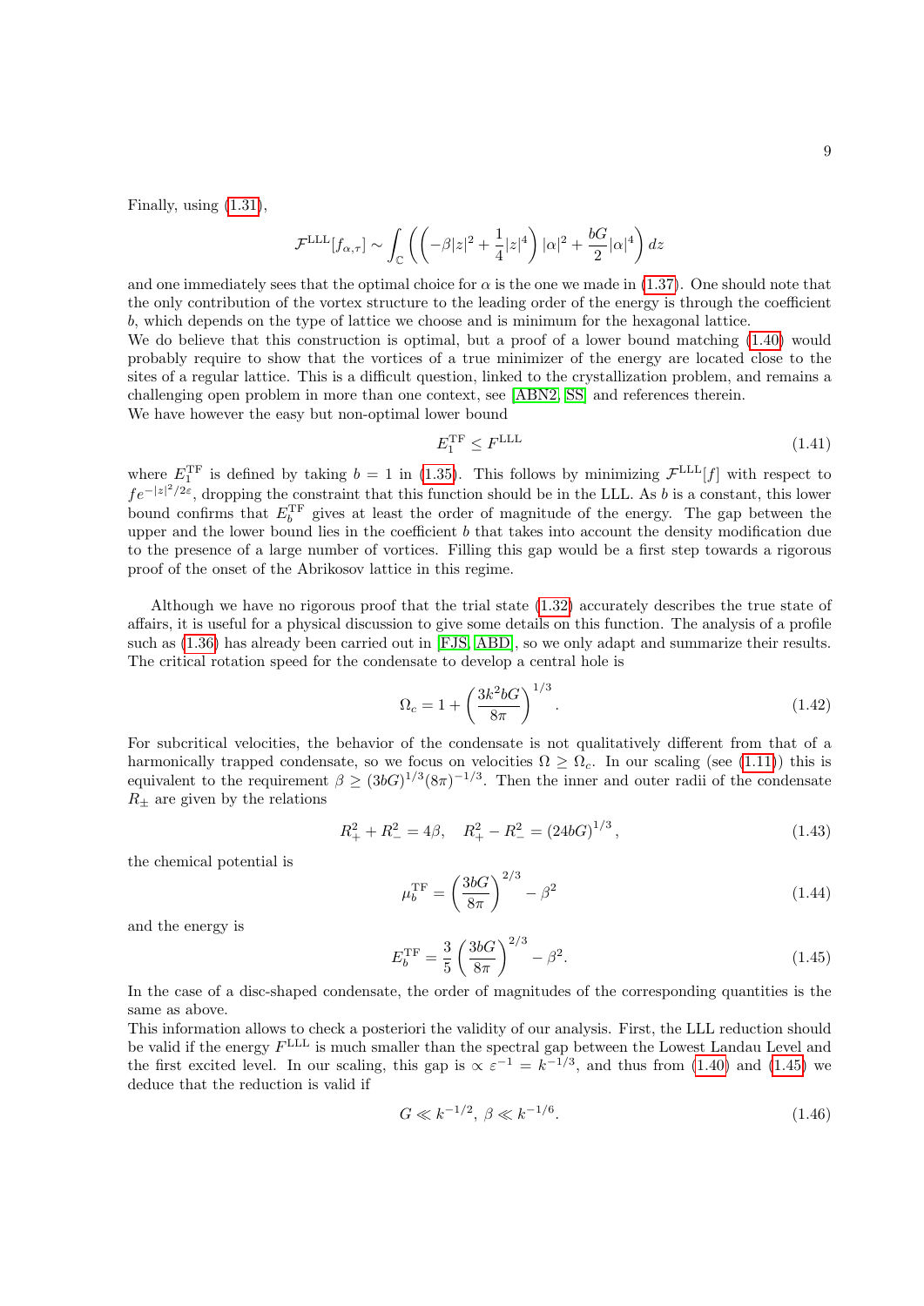Finally, using (1.31),

$$\mathcal{F}^{\rm LLL}[f_{\alpha,\tau}] \sim \int_{\mathbb{C}} \left( \left( -\beta |z|^2 + \frac{1}{4}|z|^4 \right) |\alpha|^2 + \frac{bG}{2}|\alpha|^4 \right) dz$$

and one immediately sees that the optimal choice for $\alpha$ is the one we made in (1.37). One should note that the only contribution of the vortex structure to the leading order of the energy is through the coefficient $b$, which depends on the type of lattice we choose and is minimum for the hexagonal lattice.
We do believe that this construction is optimal, but a proof of a lower bound matching (1.40) would probably require to show that the vortices of a true minimizer of the energy are located close to the sites of a regular lattice. This is a difficult question, linked to the crystallization problem, and remains a challenging open problem in more than one context, see [ABN2, SS] and references therein.
We have however the easy but non-optimal lower bound

$$E_1^{\rm TF} \leq F^{\rm LLL} \tag{1.41}$$

where $E_1^{\rm TF}$ is defined by taking $b = 1$ in (1.35). This follows by minimizing $\mathcal{F}^{\rm LLL}[f]$ with respect to $fe^{-|z|^2/2\varepsilon}$, dropping the constraint that this function should be in the LLL. As $b$ is a constant, this lower bound confirms that $E_b^{\rm TF}$ gives at least the order of magnitude of the energy. The gap between the upper and the lower bound lies in the coefficient $b$ that takes into account the density modification due to the presence of a large number of vortices. Filling this gap would be a first step towards a rigorous proof of the onset of the Abrikosov lattice in this regime.

Although we have no rigorous proof that the trial state (1.32) accurately describes the true state of affairs, it is useful for a physical discussion to give some details on this function. The analysis of a profile such as (1.36) has already been carried out in [FJS, ABD], so we only adapt and summarize their results. The critical rotation speed for the condensate to develop a central hole is

$$\Omega_c = 1 + \left( \frac{3k^2 bG}{8\pi} \right)^{1/3}. \tag{1.42}$$

For subcritical velocities, the behavior of the condensate is not qualitatively different from that of a harmonically trapped condensate, so we focus on velocities $\Omega \geq \Omega_c$. In our scaling (see (1.11)) this is equivalent to the requirement $\beta \geq (3bG)^{1/3}(8\pi)^{-1/3}$. Then the inner and outer radii of the condensate $R_{\pm}$ are given by the relations

$$R_+^2 + R_-^2 = 4\beta, \quad R_+^2 - R_-^2 = (24bG)^{1/3}, \tag{1.43}$$

the chemical potential is

$$\mu_b^{\rm TF} = \left( \frac{3bG}{8\pi} \right)^{2/3} - \beta^2 \tag{1.44}$$

and the energy is

$$E_b^{\rm TF} = \frac{3}{5} \left( \frac{3bG}{8\pi} \right)^{2/3} - \beta^2. \tag{1.45}$$

In the case of a disc-shaped condensate, the order of magnitudes of the corresponding quantities is the same as above.
This information allows to check a posteriori the validity of our analysis. First, the LLL reduction should be valid if the energy $F^{\rm LLL}$ is much smaller than the spectral gap between the Lowest Landau Level and the first excited level. In our scaling, this gap is $\propto \varepsilon^{-1} = k^{-1/3}$, and thus from (1.40) and (1.45) we deduce that the reduction is valid if

$$G \ll k^{-1/2}, \; \beta \ll k^{-1/6}. \tag{1.46}$$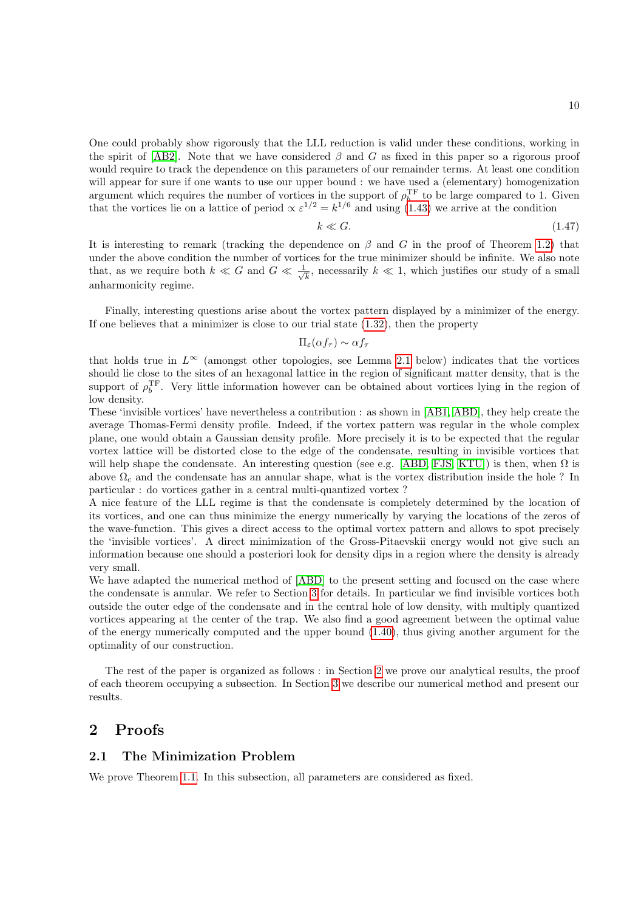One could probably show rigorously that the LLL reduction is valid under these conditions, working in the spirit of [AB2]. Note that we have considered $\beta$ and $G$ as fixed in this paper so a rigorous proof would require to track the dependence on this parameters of our remainder terms. At least one condition will appear for sure if one wants to use our upper bound : we have used a (elementary) homogenization argument which requires the number of vortices in the support of $\rho_b^{\mathrm{TF}}$ to be large compared to 1. Given that the vortices lie on a lattice of period $\propto \varepsilon^{1/2} = k^{1/6}$ and using (1.43) we arrive at the condition

$$k \ll G. \tag{1.47}$$

It is interesting to remark (tracking the dependence on $\beta$ and $G$ in the proof of Theorem 1.2) that under the above condition the number of vortices for the true minimizer should be infinite. We also note that, as we require both $k \ll G$ and $G \ll \frac{1}{\sqrt{k}}$, necessarily $k \ll 1$, which justifies our study of a small anharmonicity regime.

Finally, interesting questions arise about the vortex pattern displayed by a minimizer of the energy. If one believes that a minimizer is close to our trial state (1.32), then the property

$$\Pi_\varepsilon(\alpha f_\tau) \sim \alpha f_\tau$$

that holds true in $L^\infty$ (amongst other topologies, see Lemma 2.1 below) indicates that the vortices should lie close to the sites of an hexagonal lattice in the region of significant matter density, that is the support of $\rho_b^{\mathrm{TF}}$. Very little information however can be obtained about vortices lying in the region of low density.

These 'invisible vortices' have nevertheless a contribution : as shown in [AB1, ABD], they help create the average Thomas-Fermi density profile. Indeed, if the vortex pattern was regular in the whole complex plane, one would obtain a Gaussian density profile. More precisely it is to be expected that the regular vortex lattice will be distorted close to the edge of the condensate, resulting in invisible vortices that will help shape the condensate. An interesting question (see e.g. [ABD, FJS, KTU]) is then, when $\Omega$ is above $\Omega_c$ and the condensate has an annular shape, what is the vortex distribution inside the hole ? In particular : do vortices gather in a central multi-quantized vortex ?

A nice feature of the LLL regime is that the condensate is completely determined by the location of its vortices, and one can thus minimize the energy numerically by varying the locations of the zeros of the wave-function. This gives a direct access to the optimal vortex pattern and allows to spot precisely the 'invisible vortices'. A direct minimization of the Gross-Pitaevskii energy would not give such an information because one should a posteriori look for density dips in a region where the density is already very small.

We have adapted the numerical method of [ABD] to the present setting and focused on the case where the condensate is annular. We refer to Section 3 for details. In particular we find invisible vortices both outside the outer edge of the condensate and in the central hole of low density, with multiply quantized vortices appearing at the center of the trap. We also find a good agreement between the optimal value of the energy numerically computed and the upper bound (1.40), thus giving another argument for the optimality of our construction.

The rest of the paper is organized as follows : in Section 2 we prove our analytical results, the proof of each theorem occupying a subsection. In Section 3 we describe our numerical method and present our results.

## 2 Proofs

### 2.1 The Minimization Problem

We prove Theorem 1.1. In this subsection, all parameters are considered as fixed.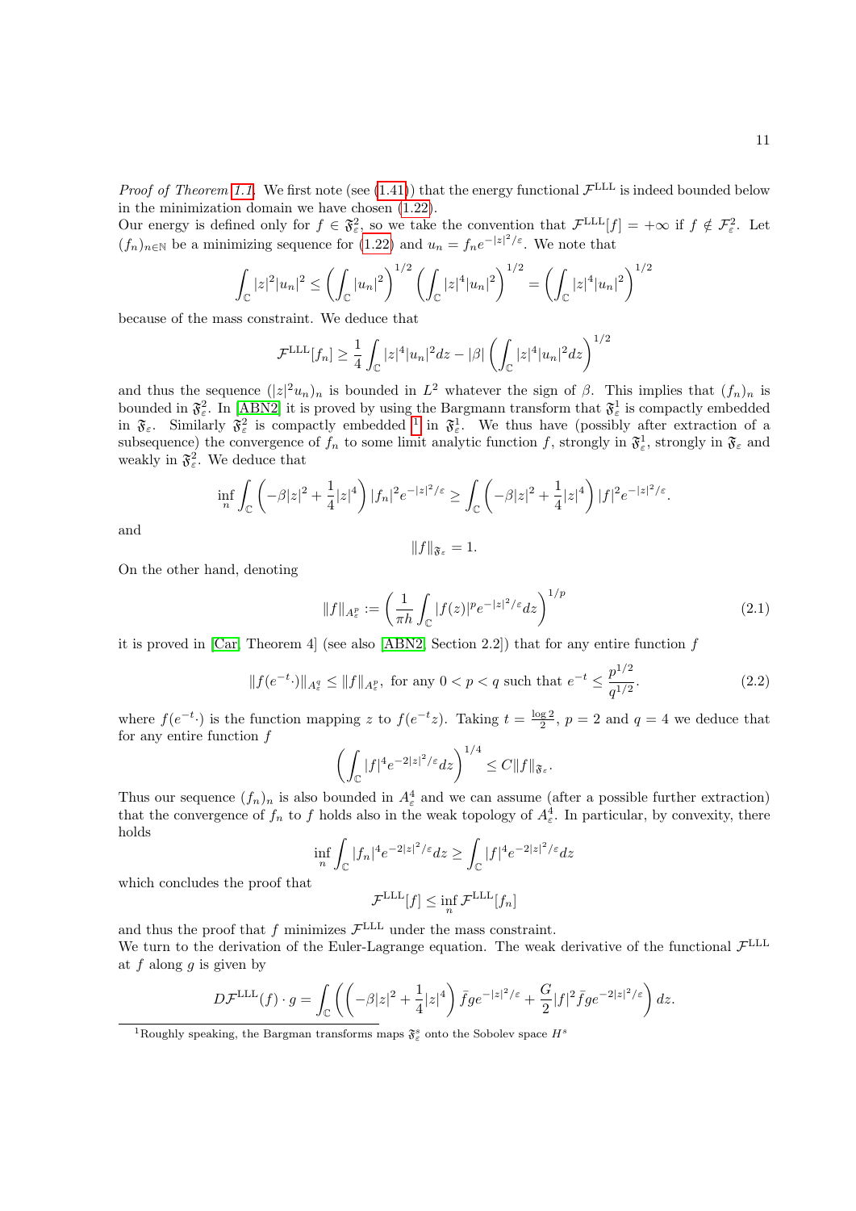*Proof of Theorem 1.1.* We first note (see (1.41)) that the energy functional $\mathcal{F}^{\rm LLL}$ is indeed bounded below in the minimization domain we have chosen (1.22).
Our energy is defined only for $f \in \mathfrak{F}^2_\varepsilon$, so we take the convention that $\mathcal{F}^{\rm LLL}[f] = +\infty$ if $f \notin \mathcal{F}^2_\varepsilon$. Let $(f_n)_{n\in\mathbb{N}}$ be a minimizing sequence for (1.22) and $u_n = f_n e^{-|z|^2/\varepsilon}$. We note that

$$\int_{\mathbb{C}} |z|^2 |u_n|^2 \le \left(\int_{\mathbb{C}} |u_n|^2\right)^{1/2} \left(\int_{\mathbb{C}} |z|^4|u_n|^2\right)^{1/2} = \left(\int_{\mathbb{C}} |z|^4 |u_n|^2\right)^{1/2}$$

because of the mass constraint. We deduce that

$$\mathcal{F}^{\rm LLL}[f_n] \ge \frac{1}{4}\int_{\mathbb{C}} |z|^4 |u_n|^2 dz - |\beta| \left(\int_{\mathbb{C}} |z|^4|u_n|^2 dz\right)^{1/2}$$

and thus the sequence $(|z|^2 u_n)_n$ is bounded in $L^2$ whatever the sign of $\beta$. This implies that $(f_n)_n$ is bounded in $\mathfrak{F}^2_\varepsilon$. In [ABN2] it is proved by using the Bargmann transform that $\mathfrak{F}^1_\varepsilon$ is compactly embedded in $\mathfrak{F}_\varepsilon$. Similarly $\mathfrak{F}^2_\varepsilon$ is compactly embedded [1] in $\mathfrak{F}^1_\varepsilon$. We thus have (possibly after extraction of a subsequence) the convergence of $f_n$ to some limit analytic function $f$, strongly in $\mathfrak{F}^1_\varepsilon$, strongly in $\mathfrak{F}_\varepsilon$ and weakly in $\mathfrak{F}^2_\varepsilon$. We deduce that

$$\inf_n \int_{\mathbb{C}} \left(-\beta|z|^2 + \frac{1}{4}|z|^4\right)|f_n|^2 e^{-|z|^2/\varepsilon} \ge \int_{\mathbb{C}} \left(-\beta|z|^2 + \frac{1}{4}|z|^4\right)|f|^2 e^{-|z|^2/\varepsilon}.$$

and

$$\|f\|_{\mathfrak{F}_\varepsilon} = 1.$$

On the other hand, denoting

$$\|f\|_{A^p_\varepsilon} := \left(\frac{1}{\pi h}\int_{\mathbb{C}} |f(z)|^p e^{-|z|^2/\varepsilon} dz\right)^{1/p} \tag{2.1}$$

it is proved in [Car, Theorem 4] (see also [ABN2, Section 2.2]) that for any entire function $f$

$$\|f(e^{-t}\cdot)\|_{A^q_\varepsilon} \le \|f\|_{A^p_\varepsilon}, \text{ for any } 0 < p < q \text{ such that } e^{-t} \le \frac{p^{1/2}}{q^{1/2}}. \tag{2.2}$$

where $f(e^{-t}\cdot)$ is the function mapping $z$ to $f(e^{-t}z)$. Taking $t = \frac{\log 2}{2}$, $p = 2$ and $q = 4$ we deduce that for any entire function $f$

$$\left(\int_{\mathbb{C}} |f|^4 e^{-2|z|^2/\varepsilon} dz\right)^{1/4} \le C\|f\|_{\mathfrak{F}_\varepsilon}.$$

Thus our sequence $(f_n)_n$ is also bounded in $A^4_\varepsilon$ and we can assume (after a possible further extraction) that the convergence of $f_n$ to $f$ holds also in the weak topology of $A^4_\varepsilon$. In particular, by convexity, there holds

$$\inf_n \int_{\mathbb{C}} |f_n|^4 e^{-2|z|^2/\varepsilon} dz \ge \int_{\mathbb{C}} |f|^4 e^{-2|z|^2/\varepsilon} dz$$

which concludes the proof that

$$\mathcal{F}^{\rm LLL}[f] \le \inf_n \mathcal{F}^{\rm LLL}[f_n]$$

and thus the proof that $f$ minimizes $\mathcal{F}^{\rm LLL}$ under the mass constraint.
We turn to the derivation of the Euler-Lagrange equation. The weak derivative of the functional $\mathcal{F}^{\rm LLL}$ at $f$ along $g$ is given by

$$D\mathcal{F}^{\rm LLL}(f)\cdot g = \int_{\mathbb{C}} \left(\left(-\beta|z|^2 + \frac{1}{4}|z|^4\right)\bar{f} g e^{-|z|^2/\varepsilon} + \frac{G}{2}|f|^2 \bar{f} g e^{-2|z|^2/\varepsilon}\right) dz.$$

[1] Roughly speaking, the Bargman transforms maps $\mathfrak{F}^s_\varepsilon$ onto the Sobolev space $H^s$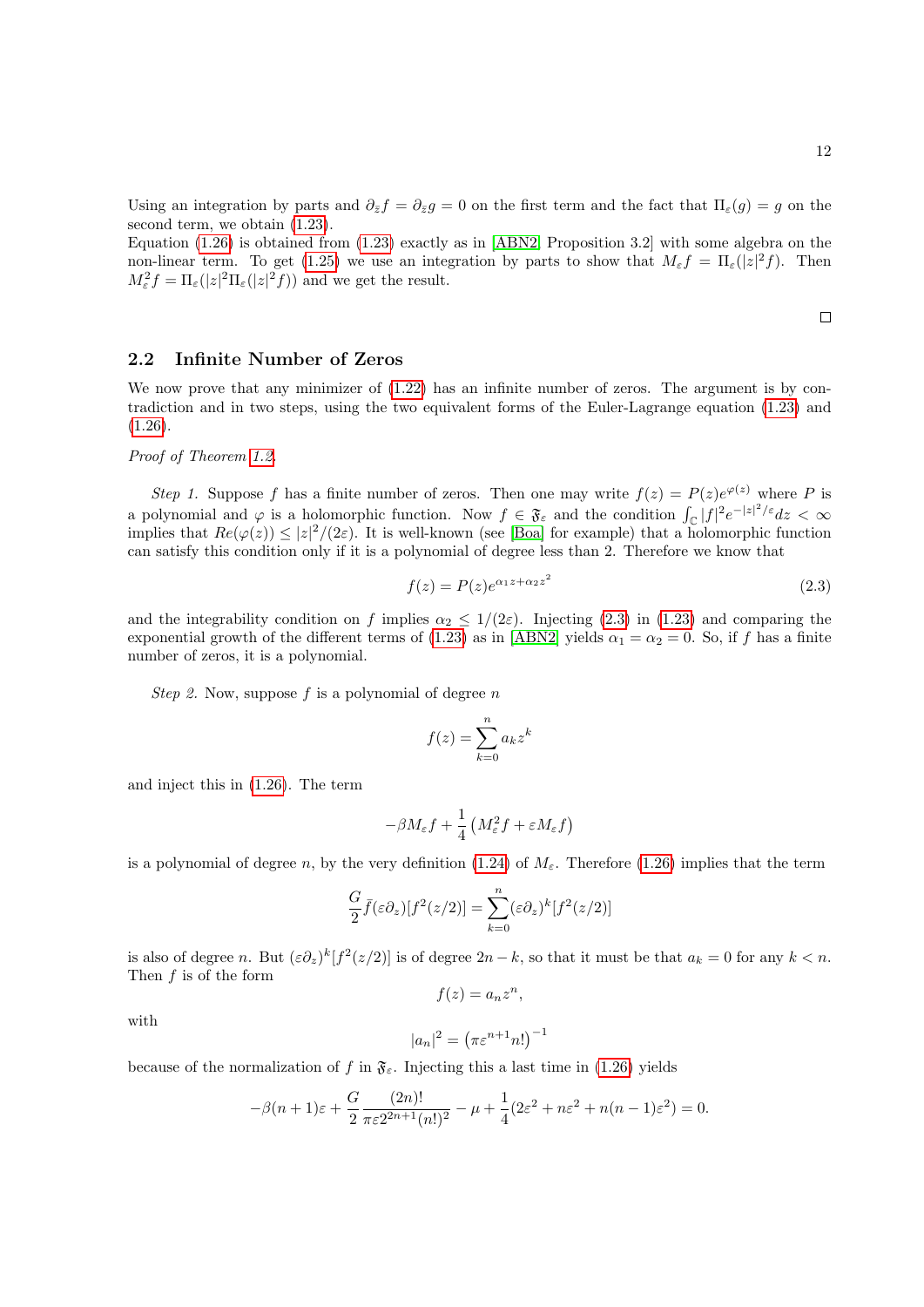Using an integration by parts and $\partial_{\bar{z}} f = \partial_{\bar{z}} g = 0$ on the first term and the fact that $\Pi_\varepsilon(g) = g$ on the second term, we obtain (1.23).
Equation (1.26) is obtained from (1.23) exactly as in [ABN2, Proposition 3.2] with some algebra on the non-linear term. To get (1.25) we use an integration by parts to show that $M_\varepsilon f = \Pi_\varepsilon(|z|^2 f)$. Then $M_\varepsilon^2 f = \Pi_\varepsilon(|z|^2 \Pi_\varepsilon(|z|^2 f))$ and we get the result.

□

## 2.2 Infinite Number of Zeros

We now prove that any minimizer of (1.22) has an infinite number of zeros. The argument is by contradiction and in two steps, using the two equivalent forms of the Euler-Lagrange equation (1.23) and (1.26).

*Proof of Theorem 1.2.*

*Step 1.* Suppose $f$ has a finite number of zeros. Then one may write $f(z) = P(z)e^{\varphi(z)}$ where $P$ is a polynomial and $\varphi$ is a holomorphic function. Now $f \in \mathfrak{F}_\varepsilon$ and the condition $\int_{\mathbb{C}} |f|^2 e^{-|z|^2/\varepsilon} dz < \infty$ implies that $Re(\varphi(z)) \leq |z|^2/(2\varepsilon)$. It is well-known (see [Boa] for example) that a holomorphic function can satisfy this condition only if it is a polynomial of degree less than 2. Therefore we know that

$$f(z) = P(z)e^{\alpha_1 z + \alpha_2 z^2} \tag{2.3}$$

and the integrability condition on $f$ implies $\alpha_2 \leq 1/(2\varepsilon)$. Injecting (2.3) in (1.23) and comparing the exponential growth of the different terms of (1.23) as in [ABN2] yields $\alpha_1 = \alpha_2 = 0$. So, if $f$ has a finite number of zeros, it is a polynomial.

*Step 2.* Now, suppose $f$ is a polynomial of degree $n$

$$f(z) = \sum_{k=0}^{n} a_k z^k$$

and inject this in (1.26). The term

$$-\beta M_\varepsilon f + \frac{1}{4}\left(M_\varepsilon^2 f + \varepsilon M_\varepsilon f\right)$$

is a polynomial of degree $n$, by the very definition (1.24) of $M_\varepsilon$. Therefore (1.26) implies that the term

$$\frac{G}{2}\bar{f}(\varepsilon\partial_z)[f^2(z/2)] = \sum_{k=0}^{n}(\varepsilon\partial_z)^k[f^2(z/2)]$$

is also of degree $n$. But $(\varepsilon\partial_z)^k[f^2(z/2)]$ is of degree $2n-k$, so that it must be that $a_k = 0$ for any $k < n$. Then $f$ is of the form

$$f(z) = a_n z^n,$$

with

$$|a_n|^2 = \left(\pi\varepsilon^{n+1} n!\right)^{-1}$$

because of the normalization of $f$ in $\mathfrak{F}_\varepsilon$. Injecting this a last time in (1.26) yields

$$-\beta(n+1)\varepsilon + \frac{G}{2}\frac{(2n)!}{\pi\varepsilon 2^{2n+1}(n!)^2} - \mu + \frac{1}{4}(2\varepsilon^2 + n\varepsilon^2 + n(n-1)\varepsilon^2) = 0.$$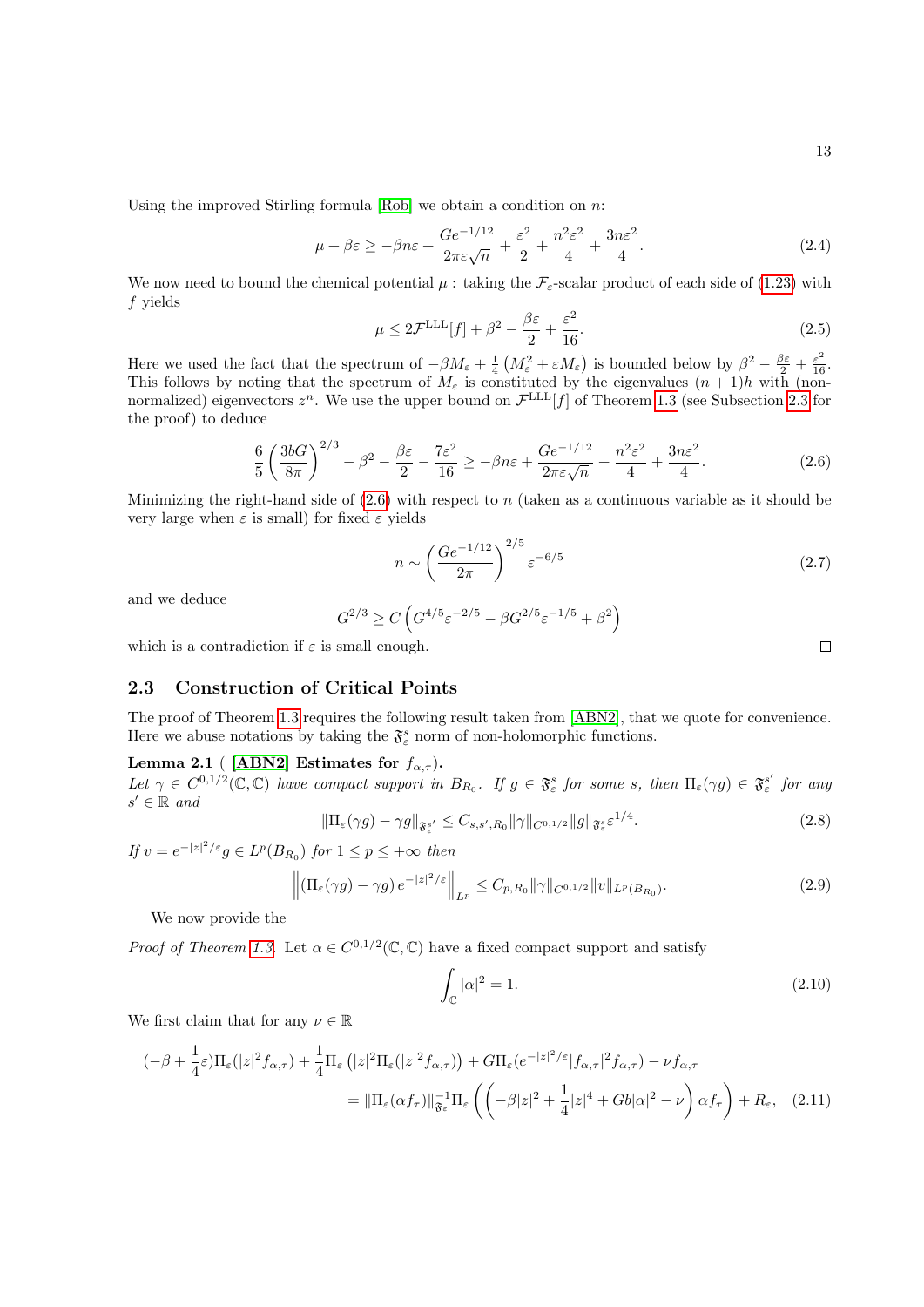Using the improved Stirling formula [Rob] we obtain a condition on $n$:

$$\mu + \beta\varepsilon \geq -\beta n\varepsilon + \frac{Ge^{-1/12}}{2\pi\varepsilon\sqrt{n}} + \frac{\varepsilon^2}{2} + \frac{n^2\varepsilon^2}{4} + \frac{3n\varepsilon^2}{4}. \tag{2.4}$$

We now need to bound the chemical potential $\mu$ : taking the $\mathcal{F}_\varepsilon$-scalar product of each side of (1.23) with $f$ yields

$$\mu \leq 2\mathcal{F}^{\mathrm{LLL}}[f] + \beta^2 - \frac{\beta\varepsilon}{2} + \frac{\varepsilon^2}{16}. \tag{2.5}$$

Here we used the fact that the spectrum of $-\beta M_\varepsilon + \frac{1}{4}\left(M_\varepsilon^2 + \varepsilon M_\varepsilon\right)$ is bounded below by $\beta^2 - \frac{\beta\varepsilon}{2} + \frac{\varepsilon^2}{16}$. This follows by noting that the spectrum of $M_\varepsilon$ is constituted by the eigenvalues $(n+1)h$ with (non-normalized) eigenvectors $z^n$. We use the upper bound on $\mathcal{F}^{\mathrm{LLL}}[f]$ of Theorem 1.3 (see Subsection 2.3 for the proof) to deduce

$$\frac{6}{5}\left(\frac{3bG}{8\pi}\right)^{2/3} - \beta^2 - \frac{\beta\varepsilon}{2} - \frac{7\varepsilon^2}{16} \geq -\beta n\varepsilon + \frac{Ge^{-1/12}}{2\pi\varepsilon\sqrt{n}} + \frac{n^2\varepsilon^2}{4} + \frac{3n\varepsilon^2}{4}. \tag{2.6}$$

Minimizing the right-hand side of (2.6) with respect to $n$ (taken as a continuous variable as it should be very large when $\varepsilon$ is small) for fixed $\varepsilon$ yields

$$n \sim \left(\frac{Ge^{-1/12}}{2\pi}\right)^{2/5} \varepsilon^{-6/5} \tag{2.7}$$

and we deduce

$$G^{2/3} \geq C\left(G^{4/5}\varepsilon^{-2/5} - \beta G^{2/5}\varepsilon^{-1/5} + \beta^2\right)$$

which is a contradiction if $\varepsilon$ is small enough. □

### 2.3 Construction of Critical Points

The proof of Theorem 1.3 requires the following result taken from [ABN2], that we quote for convenience. Here we abuse notations by taking the $\mathfrak{F}_\varepsilon^s$ norm of non-holomorphic functions.

**Lemma 2.1** ( **[ABN2] Estimates for $f_{\alpha,\tau}$).**
*Let $\gamma \in C^{0,1/2}(\mathbb{C},\mathbb{C})$ have compact support in $B_{R_0}$. If $g \in \mathfrak{F}_\varepsilon^s$ for some $s$, then $\Pi_\varepsilon(\gamma g) \in \mathfrak{F}_\varepsilon^{s'}$ for any $s' \in \mathbb{R}$ and*

$$\|\Pi_\varepsilon(\gamma g) - \gamma g\|_{\mathfrak{F}_\varepsilon^{s'}} \leq C_{s,s',R_0}\|\gamma\|_{C^{0,1/2}}\|g\|_{\mathfrak{F}_\varepsilon^s}\varepsilon^{1/4}. \tag{2.8}$$

*If $v = e^{-|z|^2/\varepsilon}g \in L^p(B_{R_0})$ for $1 \leq p \leq +\infty$ then*

$$\left\|\left(\Pi_\varepsilon(\gamma g) - \gamma g\right)e^{-|z|^2/\varepsilon}\right\|_{L^p} \leq C_{p,R_0}\|\gamma\|_{C^{0,1/2}}\|v\|_{L^p(B_{R_0})}. \tag{2.9}$$

We now provide the

*Proof of Theorem 1.3.* Let $\alpha \in C^{0,1/2}(\mathbb{C},\mathbb{C})$ have a fixed compact support and satisfy

$$\int_{\mathbb{C}} |\alpha|^2 = 1. \tag{2.10}$$

We first claim that for any $\nu \in \mathbb{R}$

$$\begin{aligned}(-\beta + \frac{1}{4}\varepsilon)\Pi_\varepsilon(|z|^2 f_{\alpha,\tau}) + \frac{1}{4}\Pi_\varepsilon\left(|z|^2\Pi_\varepsilon(|z|^2 f_{\alpha,\tau})\right) + G\Pi_\varepsilon(e^{-|z|^2/\varepsilon}|f_{\alpha,\tau}|^2 f_{\alpha,\tau}) - \nu f_{\alpha,\tau} \\ = \|\Pi_\varepsilon(\alpha f_\tau)\|_{\mathfrak{F}_\varepsilon}^{-1}\Pi_\varepsilon\left(\left(-\beta|z|^2 + \frac{1}{4}|z|^4 + Gb|\alpha|^2 - \nu\right)\alpha f_\tau\right) + R_\varepsilon,\end{aligned} \tag{2.11}$$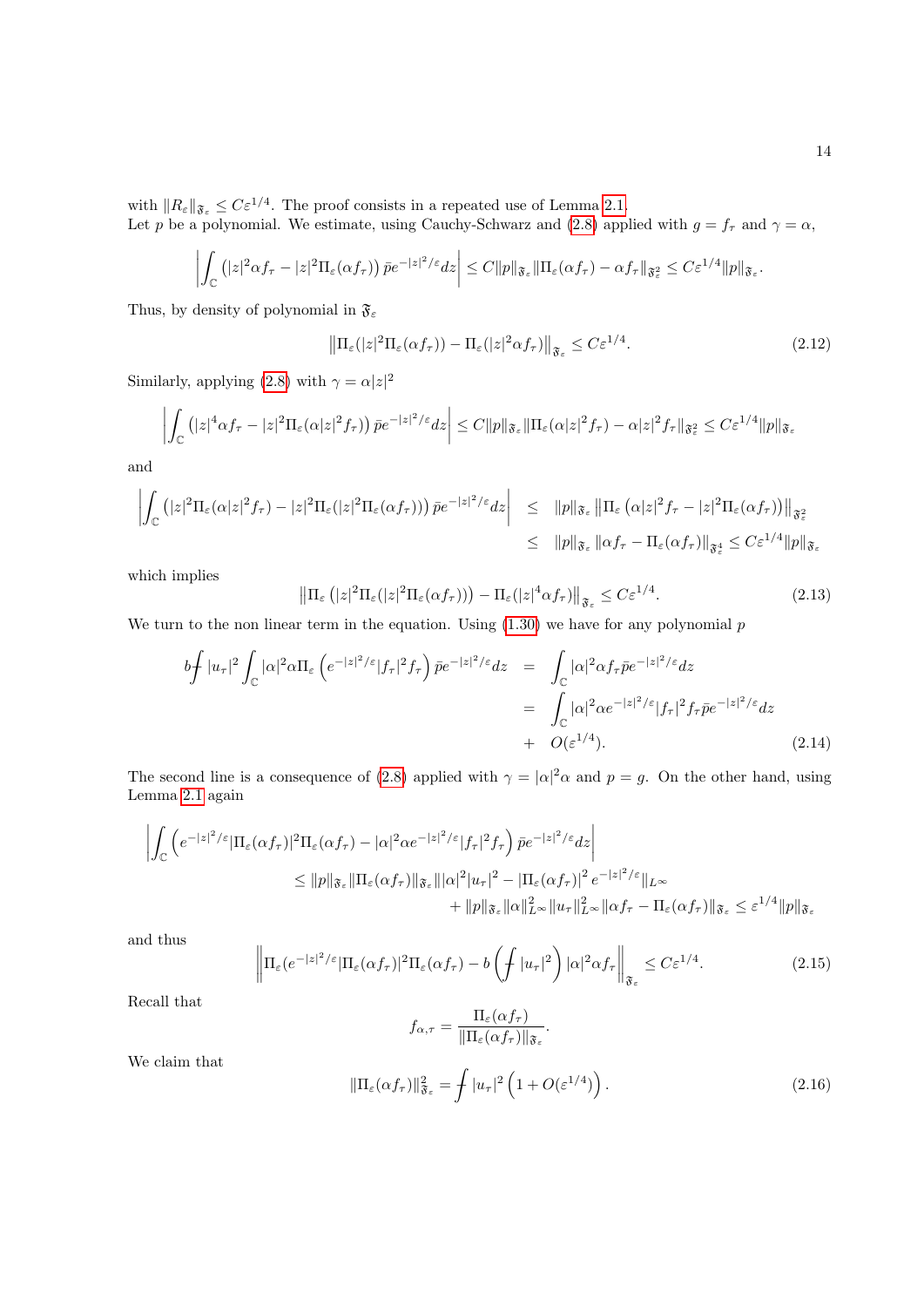with $\|R_\varepsilon\|_{\mathfrak{F}_\varepsilon} \le C\varepsilon^{1/4}$. The proof consists in a repeated use of Lemma 2.1.
Let $p$ be a polynomial. We estimate, using Cauchy-Schwarz and (2.8) applied with $g = f_\tau$ and $\gamma = \alpha$,

$$\left| \int_{\mathbb{C}} \left( |z|^2 \alpha f_\tau - |z|^2 \Pi_\varepsilon(\alpha f_\tau) \right) \bar{p} e^{-|z|^2/\varepsilon} dz \right| \le C \|p\|_{\mathfrak{F}_\varepsilon} \|\Pi_\varepsilon(\alpha f_\tau) - \alpha f_\tau\|_{\mathfrak{F}_\varepsilon^2} \le C\varepsilon^{1/4} \|p\|_{\mathfrak{F}_\varepsilon}.$$

Thus, by density of polynomial in $\mathfrak{F}_\varepsilon$

$$\left\| \Pi_\varepsilon(|z|^2 \Pi_\varepsilon(\alpha f_\tau)) - \Pi_\varepsilon(|z|^2 \alpha f_\tau) \right\|_{\mathfrak{F}_\varepsilon} \le C\varepsilon^{1/4}. \tag{2.12}$$

Similarly, applying (2.8) with $\gamma = \alpha |z|^2$

$$\left| \int_{\mathbb{C}} \left( |z|^4 \alpha f_\tau - |z|^2 \Pi_\varepsilon(\alpha |z|^2 f_\tau) \right) \bar{p} e^{-|z|^2/\varepsilon} dz \right| \le C \|p\|_{\mathfrak{F}_\varepsilon} \|\Pi_\varepsilon(\alpha |z|^2 f_\tau) - \alpha |z|^2 f_\tau\|_{\mathfrak{F}_\varepsilon^2} \le C\varepsilon^{1/4} \|p\|_{\mathfrak{F}_\varepsilon}$$

and

$$\begin{aligned}
\left| \int_{\mathbb{C}} \left( |z|^2 \Pi_\varepsilon(\alpha |z|^2 f_\tau) - |z|^2 \Pi_\varepsilon(|z|^2 \Pi_\varepsilon(\alpha f_\tau)) \right) \bar{p} e^{-|z|^2/\varepsilon} dz \right| &\le \|p\|_{\mathfrak{F}_\varepsilon} \left\| \Pi_\varepsilon \left( \alpha |z|^2 f_\tau - |z|^2 \Pi_\varepsilon(\alpha f_\tau) \right) \right\|_{\mathfrak{F}_\varepsilon^2} \\
&\le \|p\|_{\mathfrak{F}_\varepsilon} \left\| \alpha f_\tau - \Pi_\varepsilon(\alpha f_\tau) \right\|_{\mathfrak{F}_\varepsilon^4} \le C\varepsilon^{1/4} \|p\|_{\mathfrak{F}_\varepsilon}
\end{aligned}$$

which implies

$$\left\| \Pi_\varepsilon \left( |z|^2 \Pi_\varepsilon(|z|^2 \Pi_\varepsilon(\alpha f_\tau)) \right) - \Pi_\varepsilon(|z|^4 \alpha f_\tau) \right\|_{\mathfrak{F}_\varepsilon} \le C\varepsilon^{1/4}. \tag{2.13}$$

We turn to the non linear term in the equation. Using (1.30) we have for any polynomial $p$

$$\begin{aligned}
b \fint |u_\tau|^2 \int_{\mathbb{C}} |\alpha|^2 \alpha \Pi_\varepsilon \left( e^{-|z|^2/\varepsilon} |f_\tau|^2 f_\tau \right) \bar{p} e^{-|z|^2/\varepsilon} dz &= \int_{\mathbb{C}} |\alpha|^2 \alpha f_\tau \bar{p} e^{-|z|^2/\varepsilon} dz \\
&= \int_{\mathbb{C}} |\alpha|^2 \alpha e^{-|z|^2/\varepsilon} |f_\tau|^2 f_\tau \bar{p} e^{-|z|^2/\varepsilon} dz \\
&+ \ O(\varepsilon^{1/4}).
\end{aligned} \tag{2.14}$$

The second line is a consequence of (2.8) applied with $\gamma = |\alpha|^2 \alpha$ and $p = g$. On the other hand, using Lemma 2.1 again

$$\begin{aligned}
&\left| \int_{\mathbb{C}} \left( e^{-|z|^2/\varepsilon} |\Pi_\varepsilon(\alpha f_\tau)|^2 \Pi_\varepsilon(\alpha f_\tau) - |\alpha|^2 \alpha e^{-|z|^2/\varepsilon} |f_\tau|^2 f_\tau \right) \bar{p} e^{-|z|^2/\varepsilon} dz \right| \\
&\qquad \le \|p\|_{\mathfrak{F}_\varepsilon} \|\Pi_\varepsilon(\alpha f_\tau)\|_{\mathfrak{F}_\varepsilon} \| |\alpha|^2 |u_\tau|^2 - |\Pi_\varepsilon(\alpha f_\tau)|^2 e^{-|z|^2/\varepsilon} \|_{L^\infty} \\
&\qquad\qquad + \|p\|_{\mathfrak{F}_\varepsilon} \|\alpha\|_{L^\infty}^2 \|u_\tau\|_{L^\infty}^2 \|\alpha f_\tau - \Pi_\varepsilon(\alpha f_\tau)\|_{\mathfrak{F}_\varepsilon} \le \varepsilon^{1/4} \|p\|_{\mathfrak{F}_\varepsilon}
\end{aligned}$$

and thus

$$\left\| \Pi_\varepsilon (e^{-|z|^2/\varepsilon} |\Pi_\varepsilon(\alpha f_\tau)|^2 \Pi_\varepsilon(\alpha f_\tau) - b \left( \fint |u_\tau|^2 \right) |\alpha|^2 \alpha f_\tau \right\|_{\mathfrak{F}_\varepsilon} \le C\varepsilon^{1/4}. \tag{2.15}$$

Recall that

$$f_{\alpha,\tau} = \frac{\Pi_\varepsilon(\alpha f_\tau)}{\|\Pi_\varepsilon(\alpha f_\tau)\|_{\mathfrak{F}_\varepsilon}}.$$

We claim that

$$\|\Pi_\varepsilon(\alpha f_\tau)\|_{\mathfrak{F}_\varepsilon}^2 = \fint |u_\tau|^2 \left( 1 + O(\varepsilon^{1/4}) \right). \tag{2.16}$$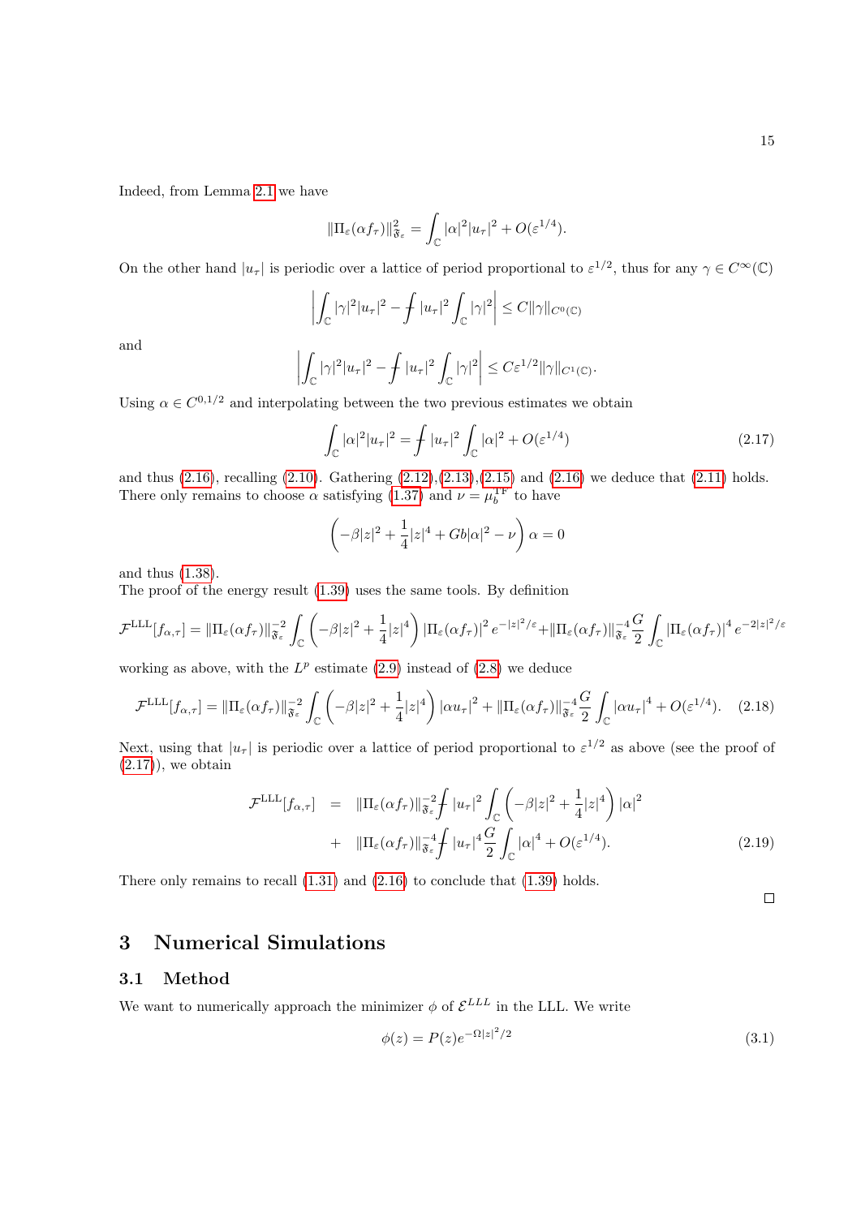Indeed, from Lemma 2.1 we have

$$\|\Pi_\varepsilon(\alpha f_\tau)\|^2_{\mathfrak{F}_\varepsilon} = \int_{\mathbb{C}} |\alpha|^2 |u_\tau|^2 + O(\varepsilon^{1/4}).$$

On the other hand $|u_\tau|$ is periodic over a lattice of period proportional to $\varepsilon^{1/2}$, thus for any $\gamma \in C^\infty(\mathbb{C})$

$$\left| \int_{\mathbb{C}} |\gamma|^2 |u_\tau|^2 - \fint |u_\tau|^2 \int_{\mathbb{C}} |\gamma|^2 \right| \leq C \|\gamma\|_{C^0(\mathbb{C})}$$

and

$$\left| \int_{\mathbb{C}} |\gamma|^2 |u_\tau|^2 - \fint |u_\tau|^2 \int_{\mathbb{C}} |\gamma|^2 \right| \leq C \varepsilon^{1/2} \|\gamma\|_{C^1(\mathbb{C})}.$$

Using $\alpha \in C^{0,1/2}$ and interpolating between the two previous estimates we obtain

$$\int_{\mathbb{C}} |\alpha|^2 |u_\tau|^2 = \fint |u_\tau|^2 \int_{\mathbb{C}} |\alpha|^2 + O(\varepsilon^{1/4}) \tag{2.17}$$

and thus (2.16), recalling (2.10). Gathering (2.12),(2.13),(2.15) and (2.16) we deduce that (2.11) holds. There only remains to choose $\alpha$ satisfying (1.37) and $\nu = \mu_b^{\mathrm{TF}}$ to have

$$\left( -\beta |z|^2 + \frac{1}{4}|z|^4 + Gb|\alpha|^2 - \nu \right) \alpha = 0$$

and thus (1.38).
The proof of the energy result (1.39) uses the same tools. By definition

$$\mathcal{F}^{\mathrm{LLL}}[f_{\alpha,\tau}] = \|\Pi_\varepsilon(\alpha f_\tau)\|^{-2}_{\mathfrak{F}_\varepsilon} \int_{\mathbb{C}} \left( -\beta |z|^2 + \frac{1}{4}|z|^4 \right) |\Pi_\varepsilon(\alpha f_\tau)|^2 e^{-|z|^2/\varepsilon} + \|\Pi_\varepsilon(\alpha f_\tau)\|^{-4}_{\mathfrak{F}_\varepsilon} \frac{G}{2} \int_{\mathbb{C}} |\Pi_\varepsilon(\alpha f_\tau)|^4 e^{-2|z|^2/\varepsilon}$$

working as above, with the $L^p$ estimate (2.9) instead of (2.8) we deduce

$$\mathcal{F}^{\mathrm{LLL}}[f_{\alpha,\tau}] = \|\Pi_\varepsilon(\alpha f_\tau)\|^{-2}_{\mathfrak{F}_\varepsilon} \int_{\mathbb{C}} \left( -\beta |z|^2 + \frac{1}{4}|z|^4 \right) |\alpha u_\tau|^2 + \|\Pi_\varepsilon(\alpha f_\tau)\|^{-4}_{\mathfrak{F}_\varepsilon} \frac{G}{2} \int_{\mathbb{C}} |\alpha u_\tau|^4 + O(\varepsilon^{1/4}). \tag{2.18}$$

Next, using that $|u_\tau|$ is periodic over a lattice of period proportional to $\varepsilon^{1/2}$ as above (see the proof of (2.17)), we obtain

$$\begin{aligned} \mathcal{F}^{\mathrm{LLL}}[f_{\alpha,\tau}] &= \|\Pi_\varepsilon(\alpha f_\tau)\|^{-2}_{\mathfrak{F}_\varepsilon} \fint |u_\tau|^2 \int_{\mathbb{C}} \left( -\beta |z|^2 + \frac{1}{4}|z|^4 \right) |\alpha|^2 \\ &+ \|\Pi_\varepsilon(\alpha f_\tau)\|^{-4}_{\mathfrak{F}_\varepsilon} \fint |u_\tau|^4 \frac{G}{2} \int_{\mathbb{C}} |\alpha|^4 + O(\varepsilon^{1/4}). \end{aligned} \tag{2.19}$$

There only remains to recall (1.31) and (2.16) to conclude that (1.39) holds.

□

# 3 Numerical Simulations

## 3.1 Method

We want to numerically approach the minimizer $\phi$ of $\mathcal{E}^{LLL}$ in the LLL. We write

$$\phi(z) = P(z) e^{-\Omega |z|^2/2} \tag{3.1}$$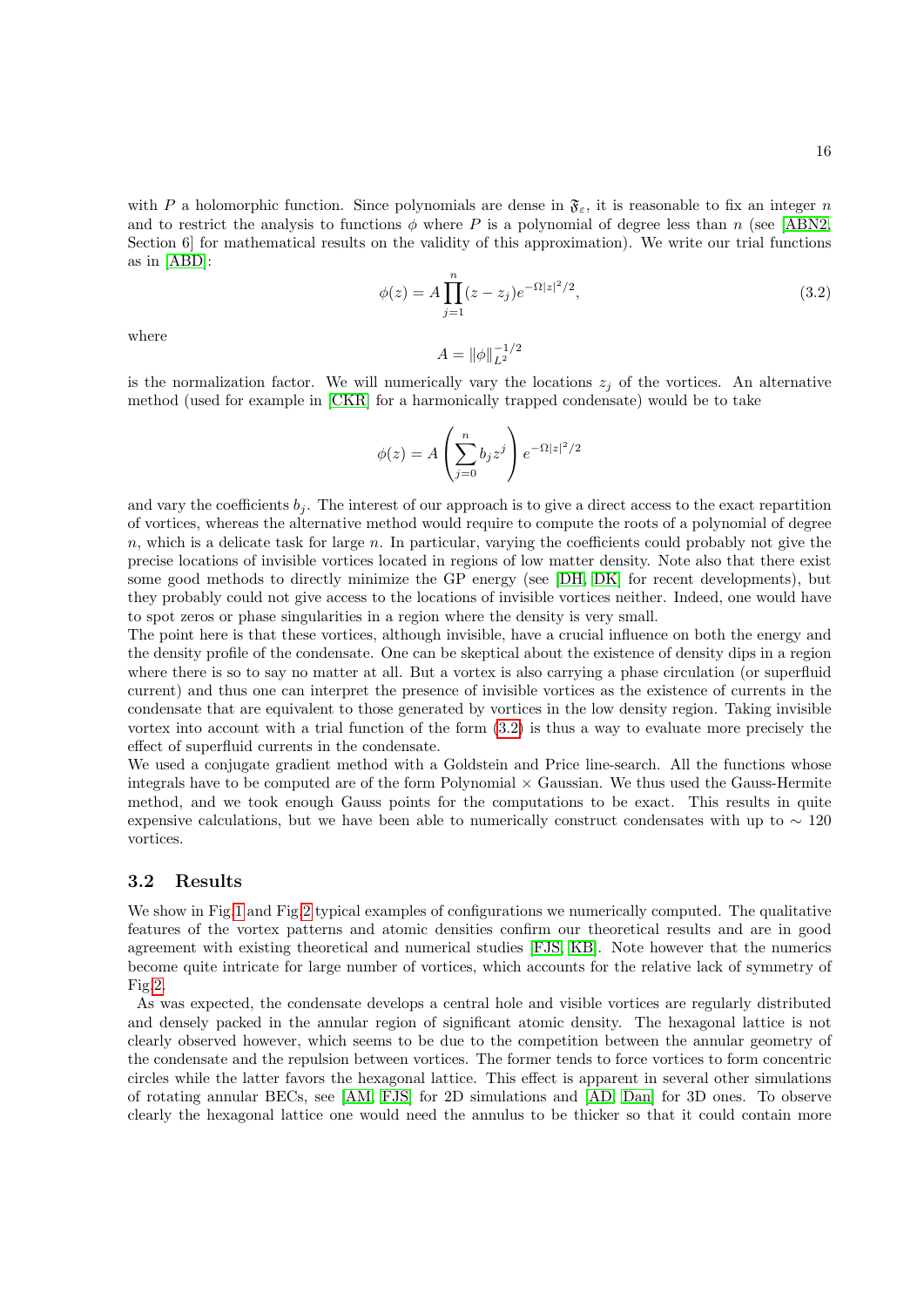with $P$ a holomorphic function. Since polynomials are dense in $\mathfrak{F}_\varepsilon$, it is reasonable to fix an integer $n$ and to restrict the analysis to functions $\phi$ where $P$ is a polynomial of degree less than $n$ (see [ABN2, Section 6] for mathematical results on the validity of this approximation). We write our trial functions as in [ABD]:

$$\phi(z) = A \prod_{j=1}^{n} (z - z_j) e^{-\Omega |z|^2/2}, \tag{3.2}$$

where

$$A = \|\phi\|_{L^2}^{-1/2}$$

is the normalization factor. We will numerically vary the locations $z_j$ of the vortices. An alternative method (used for example in [CKR] for a harmonically trapped condensate) would be to take

$$\phi(z) = A \left( \sum_{j=0}^{n} b_j z^j \right) e^{-\Omega |z|^2/2}$$

and vary the coefficients $b_j$. The interest of our approach is to give a direct access to the exact repartition of vortices, whereas the alternative method would require to compute the roots of a polynomial of degree $n$, which is a delicate task for large $n$. In particular, varying the coefficients could probably not give the precise locations of invisible vortices located in regions of low matter density. Note also that there exist some good methods to directly minimize the GP energy (see [DH, DK] for recent developments), but they probably could not give access to the locations of invisible vortices neither. Indeed, one would have to spot zeros or phase singularities in a region where the density is very small.
The point here is that these vortices, although invisible, have a crucial influence on both the energy and the density profile of the condensate. One can be skeptical about the existence of density dips in a region where there is so to say no matter at all. But a vortex is also carrying a phase circulation (or superfluid current) and thus one can interpret the presence of invisible vortices as the existence of currents in the condensate that are equivalent to those generated by vortices in the low density region. Taking invisible vortex into account with a trial function of the form (3.2) is thus a way to evaluate more precisely the effect of superfluid currents in the condensate.
We used a conjugate gradient method with a Goldstein and Price line-search. All the functions whose integrals have to be computed are of the form Polynomial $\times$ Gaussian. We thus used the Gauss-Hermite method, and we took enough Gauss points for the computations to be exact. This results in quite expensive calculations, but we have been able to numerically construct condensates with up to $\sim 120$ vortices.

### 3.2 Results

We show in Fig 1 and Fig 2 typical examples of configurations we numerically computed. The qualitative features of the vortex patterns and atomic densities confirm our theoretical results and are in good agreement with existing theoretical and numerical studies [FJS, KB]. Note however that the numerics become quite intricate for large number of vortices, which accounts for the relative lack of symmetry of Fig 2.
As was expected, the condensate develops a central hole and visible vortices are regularly distributed and densely packed in the annular region of significant atomic density. The hexagonal lattice is not clearly observed however, which seems to be due to the competition between the annular geometry of the condensate and the repulsion between vortices. The former tends to force vortices to form concentric circles while the latter favors the hexagonal lattice. This effect is apparent in several other simulations of rotating annular BECs, see [AM, FJS] for 2D simulations and [AD, Dan] for 3D ones. To observe clearly the hexagonal lattice one would need the annulus to be thicker so that it could contain more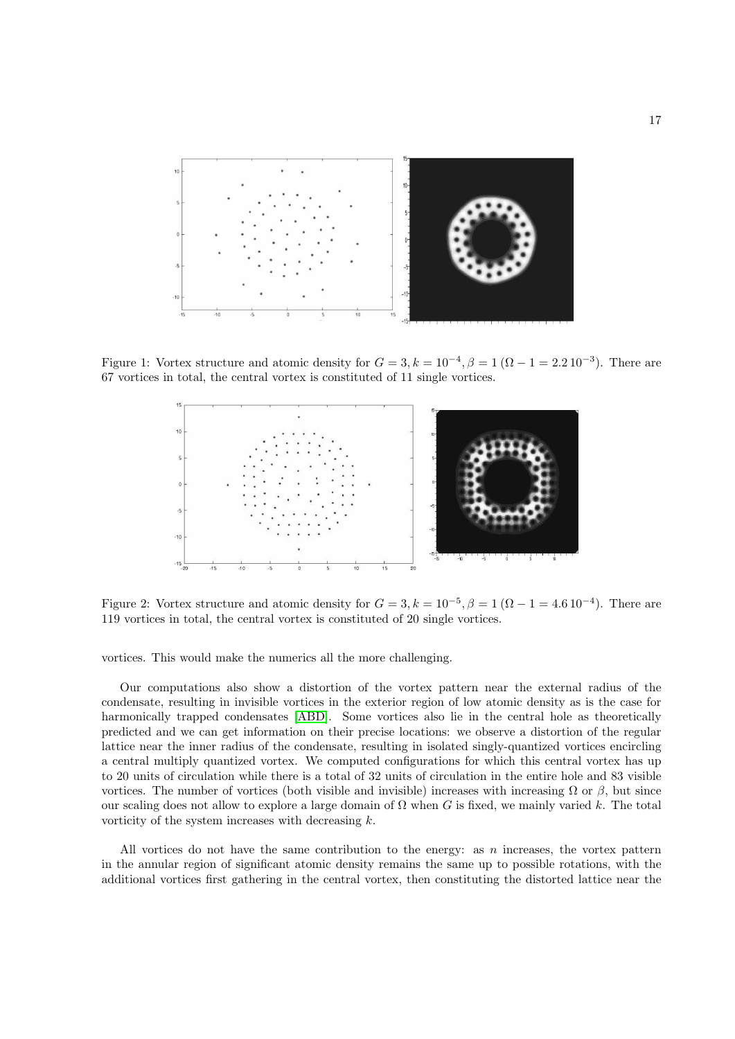Figure 1: Vortex structure and atomic density for $G = 3, k = 10^{-4}, \beta = 1$ $(\Omega - 1 = 2.2\,10^{-3})$. There are 67 vortices in total, the central vortex is constituted of 11 single vortices.

Figure 2: Vortex structure and atomic density for $G = 3, k = 10^{-5}, \beta = 1$ $(\Omega - 1 = 4.6\,10^{-4})$. There are 119 vortices in total, the central vortex is constituted of 20 single vortices.

vortices. This would make the numerics all the more challenging.

Our computations also show a distortion of the vortex pattern near the external radius of the condensate, resulting in invisible vortices in the exterior region of low atomic density as is the case for harmonically trapped condensates [ABD]. Some vortices also lie in the central hole as theoretically predicted and we can get information on their precise locations: we observe a distortion of the regular lattice near the inner radius of the condensate, resulting in isolated singly-quantized vortices encircling a central multiply quantized vortex. We computed configurations for which this central vortex has up to 20 units of circulation while there is a total of 32 units of circulation in the entire hole and 83 visible vortices. The number of vortices (both visible and invisible) increases with increasing $\Omega$ or $\beta$, but since our scaling does not allow to explore a large domain of $\Omega$ when $G$ is fixed, we mainly varied $k$. The total vorticity of the system increases with decreasing $k$.

All vortices do not have the same contribution to the energy: as $n$ increases, the vortex pattern in the annular region of significant atomic density remains the same up to possible rotations, with the additional vortices first gathering in the central vortex, then constituting the distorted lattice near the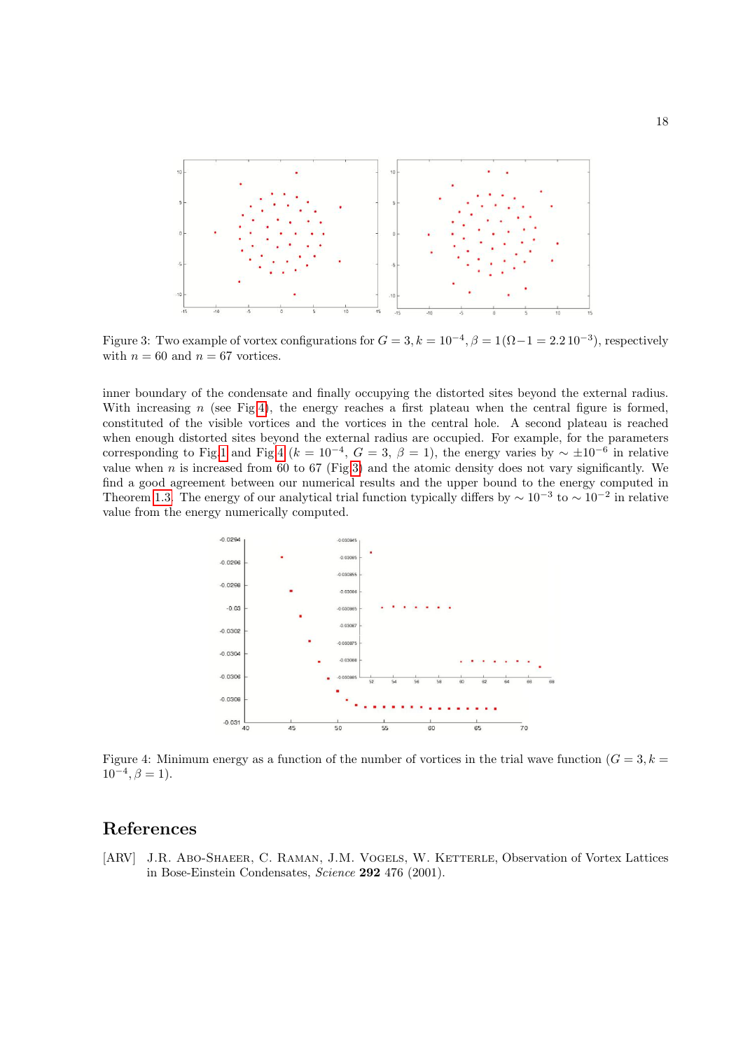Figure 3: Two example of vortex configurations for $G = 3, k = 10^{-4}, \beta = 1 (\Omega - 1 = 2.2\, 10^{-3})$, respectively with $n = 60$ and $n = 67$ vortices.

inner boundary of the condensate and finally occupying the distorted sites beyond the external radius. With increasing $n$ (see Fig 4), the energy reaches a first plateau when the central figure is formed, constituted of the visible vortices and the vortices in the central hole. A second plateau is reached when enough distorted sites beyond the external radius are occupied. For example, for the parameters corresponding to Fig 1 and Fig 4 ($k = 10^{-4}$, $G = 3$, $\beta = 1$), the energy varies by $\sim \pm 10^{-6}$ in relative value when $n$ is increased from 60 to 67 (Fig 3) and the atomic density does not vary significantly. We find a good agreement between our numerical results and the upper bound to the energy computed in Theorem 1.3. The energy of our analytical trial function typically differs by $\sim 10^{-3}$ to $\sim 10^{-2}$ in relative value from the energy numerically computed.

Figure 4: Minimum energy as a function of the number of vortices in the trial wave function ($G = 3, k = 10^{-4}, \beta = 1$).

# References

[ARV] J.R. Abo-Shaeer, C. Raman, J.M. Vogels, W. Ketterle, Observation of Vortex Lattices in Bose-Einstein Condensates, *Science* **292** 476 (2001).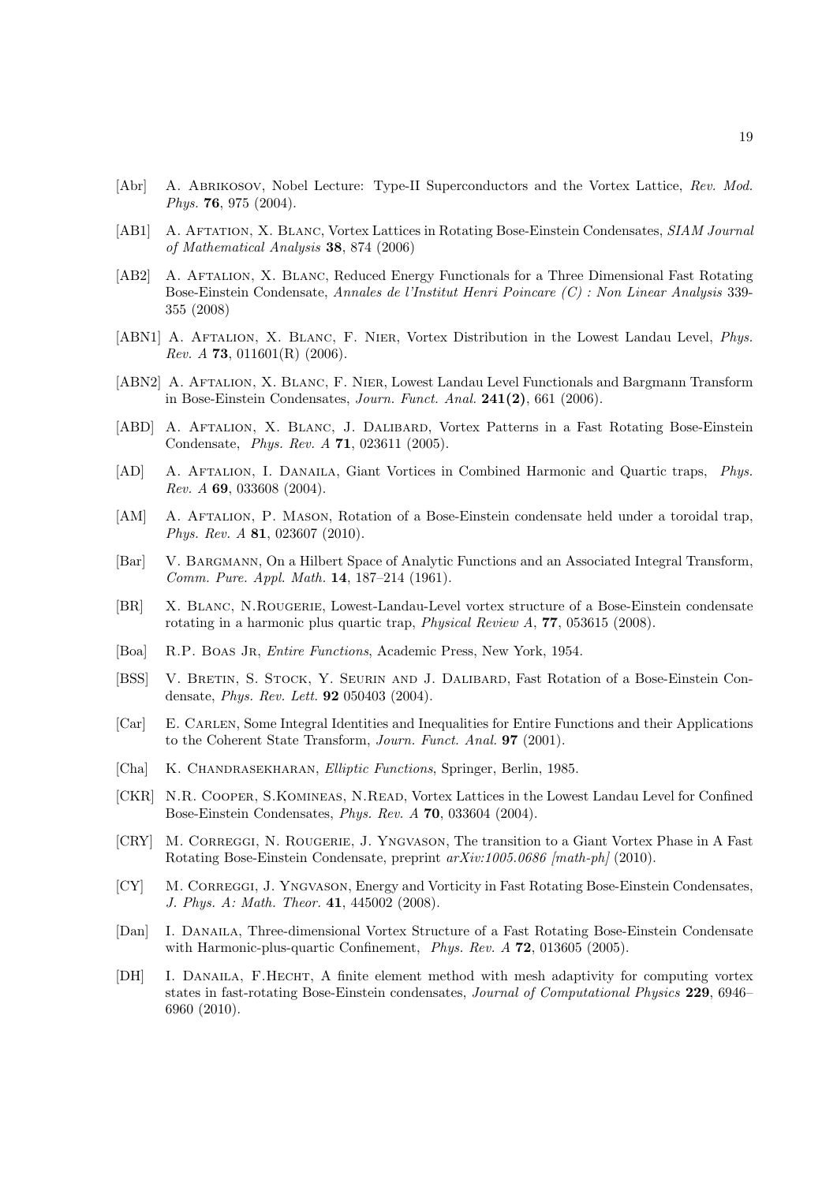[Abr] A. Abrikosov, Nobel Lecture: Type-II Superconductors and the Vortex Lattice, *Rev. Mod. Phys.* **76**, 975 (2004).

[AB1] A. Aftation, X. Blanc, Vortex Lattices in Rotating Bose-Einstein Condensates, *SIAM Journal of Mathematical Analysis* **38**, 874 (2006)

[AB2] A. Aftalion, X. Blanc, Reduced Energy Functionals for a Three Dimensional Fast Rotating Bose-Einstein Condensate, *Annales de l'Institut Henri Poincare (C) : Non Linear Analysis* 339-355 (2008)

[ABN1] A. Aftalion, X. Blanc, F. Nier, Vortex Distribution in the Lowest Landau Level, *Phys. Rev. A* **73**, 011601(R) (2006).

[ABN2] A. Aftalion, X. Blanc, F. Nier, Lowest Landau Level Functionals and Bargmann Transform in Bose-Einstein Condensates, *Journ. Funct. Anal.* **241(2)**, 661 (2006).

[ABD] A. Aftalion, X. Blanc, J. Dalibard, Vortex Patterns in a Fast Rotating Bose-Einstein Condensate, *Phys. Rev. A* **71**, 023611 (2005).

[AD] A. Aftalion, I. Danaila, Giant Vortices in Combined Harmonic and Quartic traps, *Phys. Rev. A* **69**, 033608 (2004).

[AM] A. Aftalion, P. Mason, Rotation of a Bose-Einstein condensate held under a toroidal trap, *Phys. Rev. A* **81**, 023607 (2010).

[Bar] V. Bargmann, On a Hilbert Space of Analytic Functions and an Associated Integral Transform, *Comm. Pure. Appl. Math.* **14**, 187–214 (1961).

[BR] X. Blanc, N.Rougerie, Lowest-Landau-Level vortex structure of a Bose-Einstein condensate rotating in a harmonic plus quartic trap, *Physical Review A*, **77**, 053615 (2008).

[Boa] R.P. Boas Jr, *Entire Functions*, Academic Press, New York, 1954.

[BSS] V. Bretin, S. Stock, Y. Seurin and J. Dalibard, Fast Rotation of a Bose-Einstein Condensate, *Phys. Rev. Lett.* **92** 050403 (2004).

[Car] E. Carlen, Some Integral Identities and Inequalities for Entire Functions and their Applications to the Coherent State Transform, *Journ. Funct. Anal.* **97** (2001).

[Cha] K. Chandrasekharan, *Elliptic Functions*, Springer, Berlin, 1985.

[CKR] N.R. Cooper, S.Komineas, N.Read, Vortex Lattices in the Lowest Landau Level for Confined Bose-Einstein Condensates, *Phys. Rev. A* **70**, 033604 (2004).

[CRY] M. Correggi, N. Rougerie, J. Yngvason, The transition to a Giant Vortex Phase in A Fast Rotating Bose-Einstein Condensate, preprint *arXiv:1005.0686 [math-ph]* (2010).

[CY] M. Correggi, J. Yngvason, Energy and Vorticity in Fast Rotating Bose-Einstein Condensates, *J. Phys. A: Math. Theor.* **41**, 445002 (2008).

[Dan] I. Danaila, Three-dimensional Vortex Structure of a Fast Rotating Bose-Einstein Condensate with Harmonic-plus-quartic Confinement, *Phys. Rev. A* **72**, 013605 (2005).

[DH] I. Danaila, F.Hecht, A finite element method with mesh adaptivity for computing vortex states in fast-rotating Bose-Einstein condensates, *Journal of Computational Physics* **229**, 6946–6960 (2010).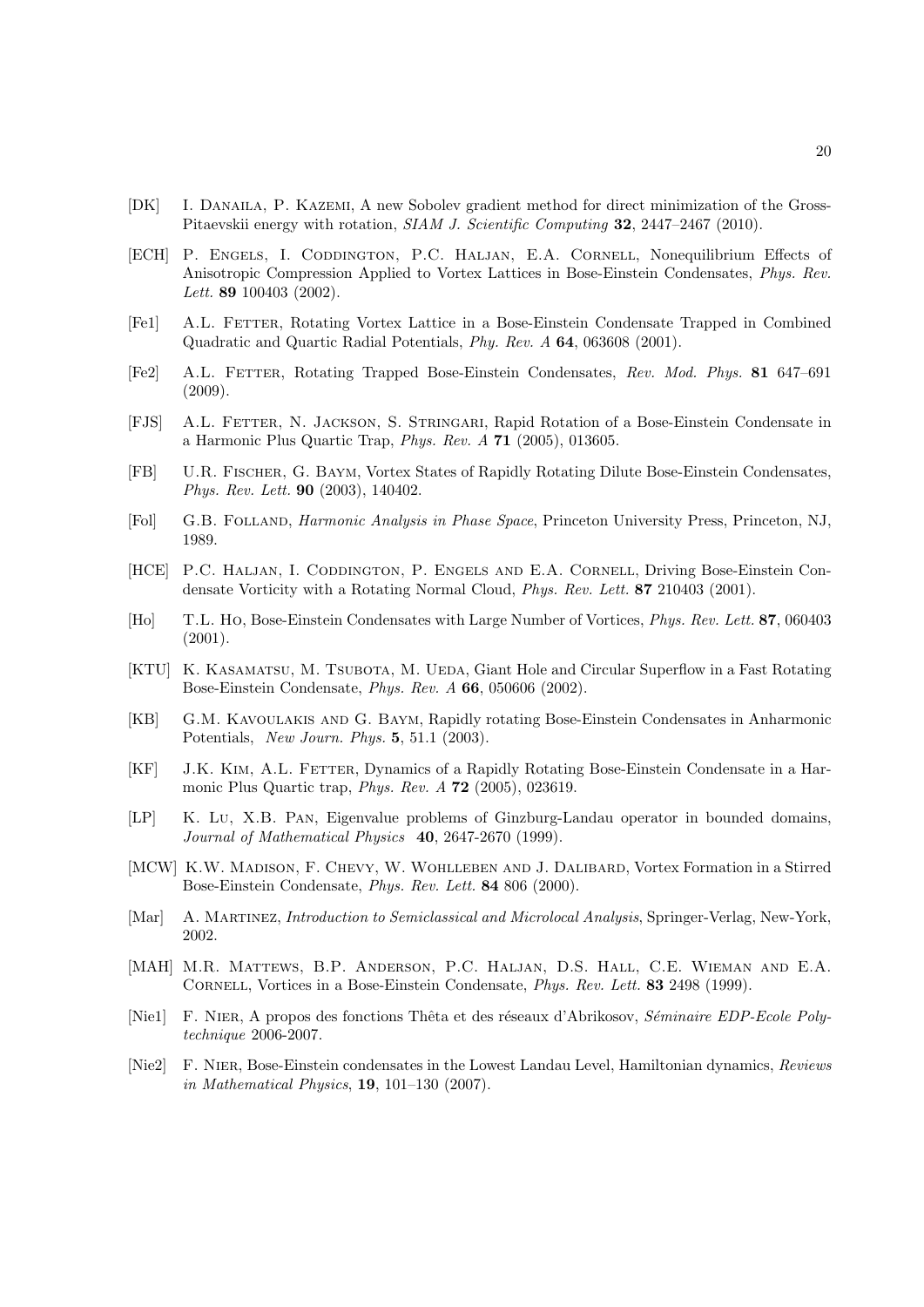[DK] I. Danaila, P. Kazemi, A new Sobolev gradient method for direct minimization of the Gross-Pitaevskii energy with rotation, *SIAM J. Scientific Computing* **32**, 2447–2467 (2010).

[ECH] P. Engels, I. Coddington, P.C. Haljan, E.A. Cornell, Nonequilibrium Effects of Anisotropic Compression Applied to Vortex Lattices in Bose-Einstein Condensates, *Phys. Rev. Lett.* **89** 100403 (2002).

[Fe1] A.L. Fetter, Rotating Vortex Lattice in a Bose-Einstein Condensate Trapped in Combined Quadratic and Quartic Radial Potentials, *Phy. Rev. A* **64**, 063608 (2001).

[Fe2] A.L. Fetter, Rotating Trapped Bose-Einstein Condensates, *Rev. Mod. Phys.* **81** 647–691 (2009).

[FJS] A.L. Fetter, N. Jackson, S. Stringari, Rapid Rotation of a Bose-Einstein Condensate in a Harmonic Plus Quartic Trap, *Phys. Rev. A* **71** (2005), 013605.

[FB] U.R. Fischer, G. Baym, Vortex States of Rapidly Rotating Dilute Bose-Einstein Condensates, *Phys. Rev. Lett.* **90** (2003), 140402.

[Fol] G.B. Folland, *Harmonic Analysis in Phase Space*, Princeton University Press, Princeton, NJ, 1989.

[HCE] P.C. Haljan, I. Coddington, P. Engels and E.A. Cornell, Driving Bose-Einstein Condensate Vorticity with a Rotating Normal Cloud, *Phys. Rev. Lett.* **87** 210403 (2001).

[Ho] T.L. Ho, Bose-Einstein Condensates with Large Number of Vortices, *Phys. Rev. Lett.* **87**, 060403 (2001).

[KTU] K. Kasamatsu, M. Tsubota, M. Ueda, Giant Hole and Circular Superflow in a Fast Rotating Bose-Einstein Condensate, *Phys. Rev. A* **66**, 050606 (2002).

[KB] G.M. Kavoulakis and G. Baym, Rapidly rotating Bose-Einstein Condensates in Anharmonic Potentials, *New Journ. Phys.* **5**, 51.1 (2003).

[KF] J.K. Kim, A.L. Fetter, Dynamics of a Rapidly Rotating Bose-Einstein Condensate in a Harmonic Plus Quartic trap, *Phys. Rev. A* **72** (2005), 023619.

[LP] K. Lu, X.B. Pan, Eigenvalue problems of Ginzburg-Landau operator in bounded domains, *Journal of Mathematical Physics* **40**, 2647-2670 (1999).

[MCW] K.W. Madison, F. Chevy, W. Wohlleben and J. Dalibard, Vortex Formation in a Stirred Bose-Einstein Condensate, *Phys. Rev. Lett.* **84** 806 (2000).

[Mar] A. Martinez, *Introduction to Semiclassical and Microlocal Analysis*, Springer-Verlag, New-York, 2002.

[MAH] M.R. Mattews, B.P. Anderson, P.C. Haljan, D.S. Hall, C.E. Wieman and E.A. Cornell, Vortices in a Bose-Einstein Condensate, *Phys. Rev. Lett.* **83** 2498 (1999).

[Nie1] F. Nier, A propos des fonctions Thêta et des réseaux d'Abrikosov, *Séminaire EDP-Ecole Polytechnique* 2006-2007.

[Nie2] F. Nier, Bose-Einstein condensates in the Lowest Landau Level, Hamiltonian dynamics, *Reviews in Mathematical Physics*, **19**, 101–130 (2007).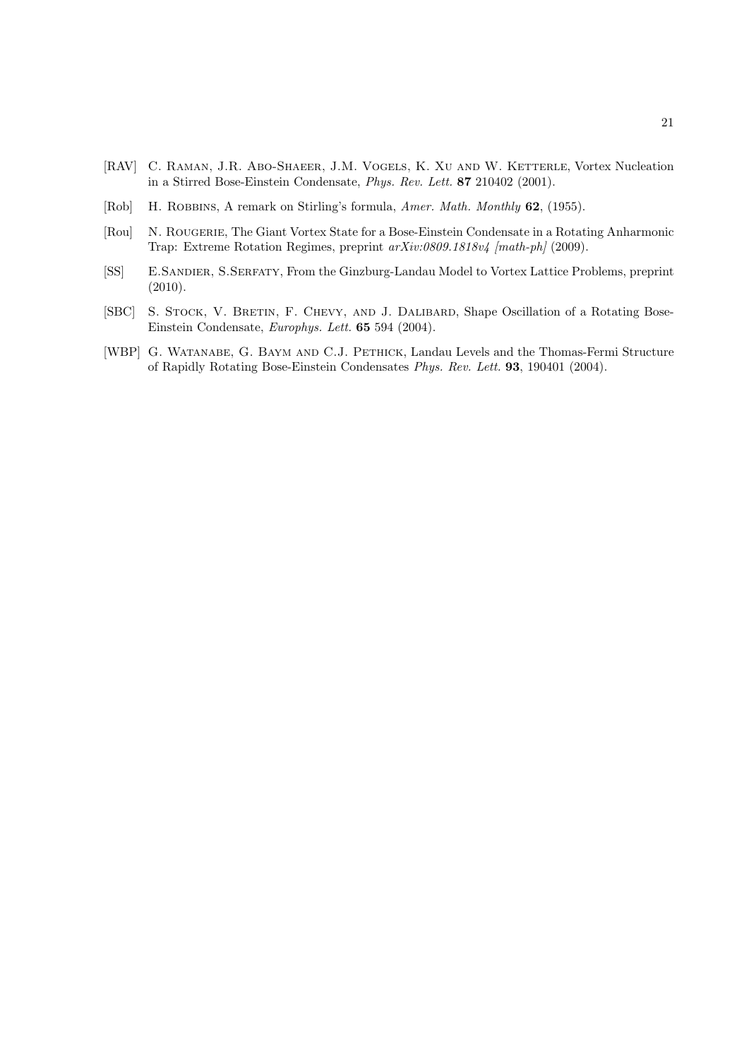[RAV] C. Raman, J.R. Abo-Shaeer, J.M. Vogels, K. Xu and W. Ketterle, Vortex Nucleation in a Stirred Bose-Einstein Condensate, *Phys. Rev. Lett.* **87** 210402 (2001).

[Rob] H. Robbins, A remark on Stirling's formula, *Amer. Math. Monthly* **62**, (1955).

[Rou] N. Rougerie, The Giant Vortex State for a Bose-Einstein Condensate in a Rotating Anharmonic Trap: Extreme Rotation Regimes, preprint *arXiv:0809.1818v4 [math-ph]* (2009).

[SS] E.Sandier, S.Serfaty, From the Ginzburg-Landau Model to Vortex Lattice Problems, preprint (2010).

[SBC] S. Stock, V. Bretin, F. Chevy, and J. Dalibard, Shape Oscillation of a Rotating Bose-Einstein Condensate, *Europhys. Lett.* **65** 594 (2004).

[WBP] G. Watanabe, G. Baym and C.J. Pethick, Landau Levels and the Thomas-Fermi Structure of Rapidly Rotating Bose-Einstein Condensates *Phys. Rev. Lett.* **93**, 190401 (2004).